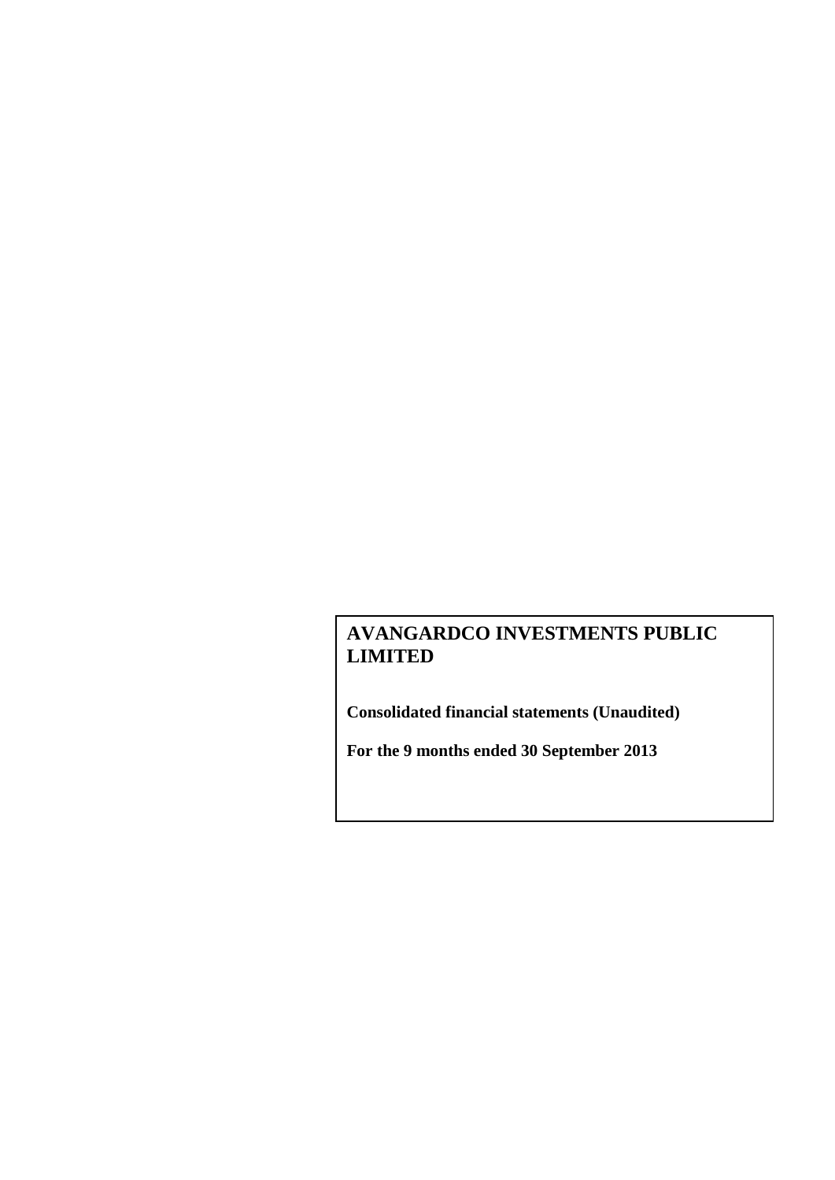# AVANGARDCO INVESTMENTS PUBLIC LIMITED

**Consolidated financial statements (Unaudited)**

**For the 9 months ended 30 September 2013**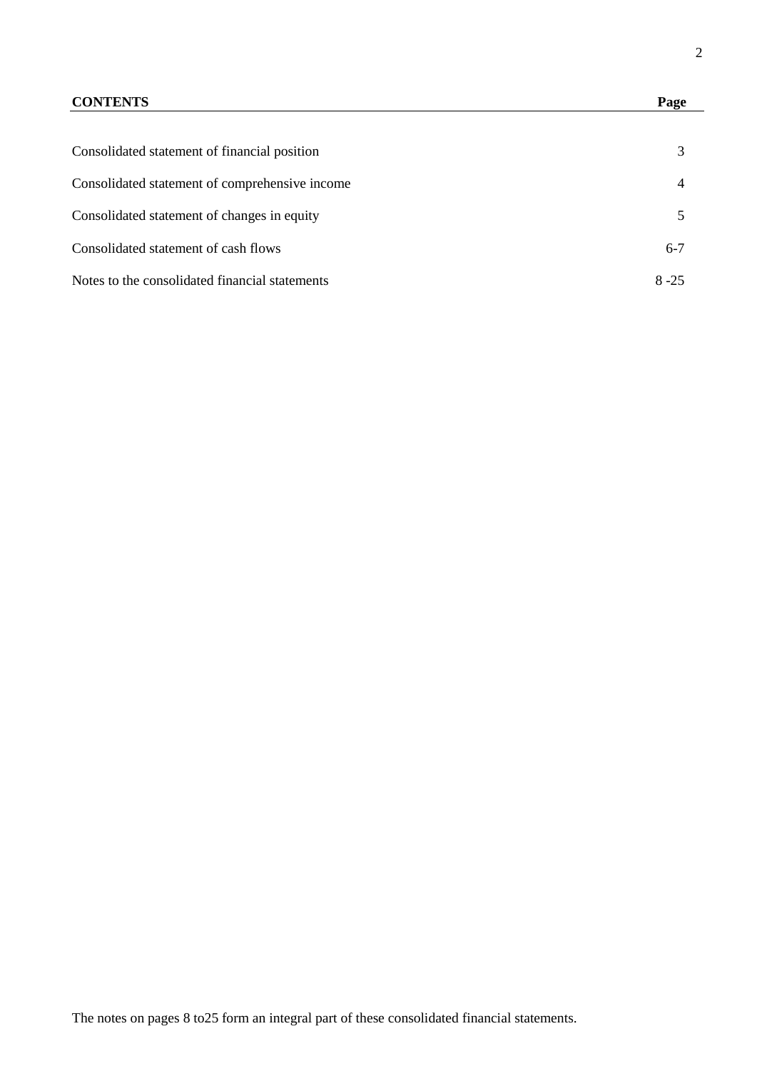| **CONTENTS** | **Page** |
|---|---|
| Consolidated statement of financial position | 3 |
| Consolidated statement of comprehensive income | 4 |
| Consolidated statement of changes in equity | 5 |
| Consolidated statement of cash flows | 6-7 |
| Notes to the consolidated financial statements | 8 -25 |

The notes on pages 8 to25 form an integral part of these consolidated financial statements.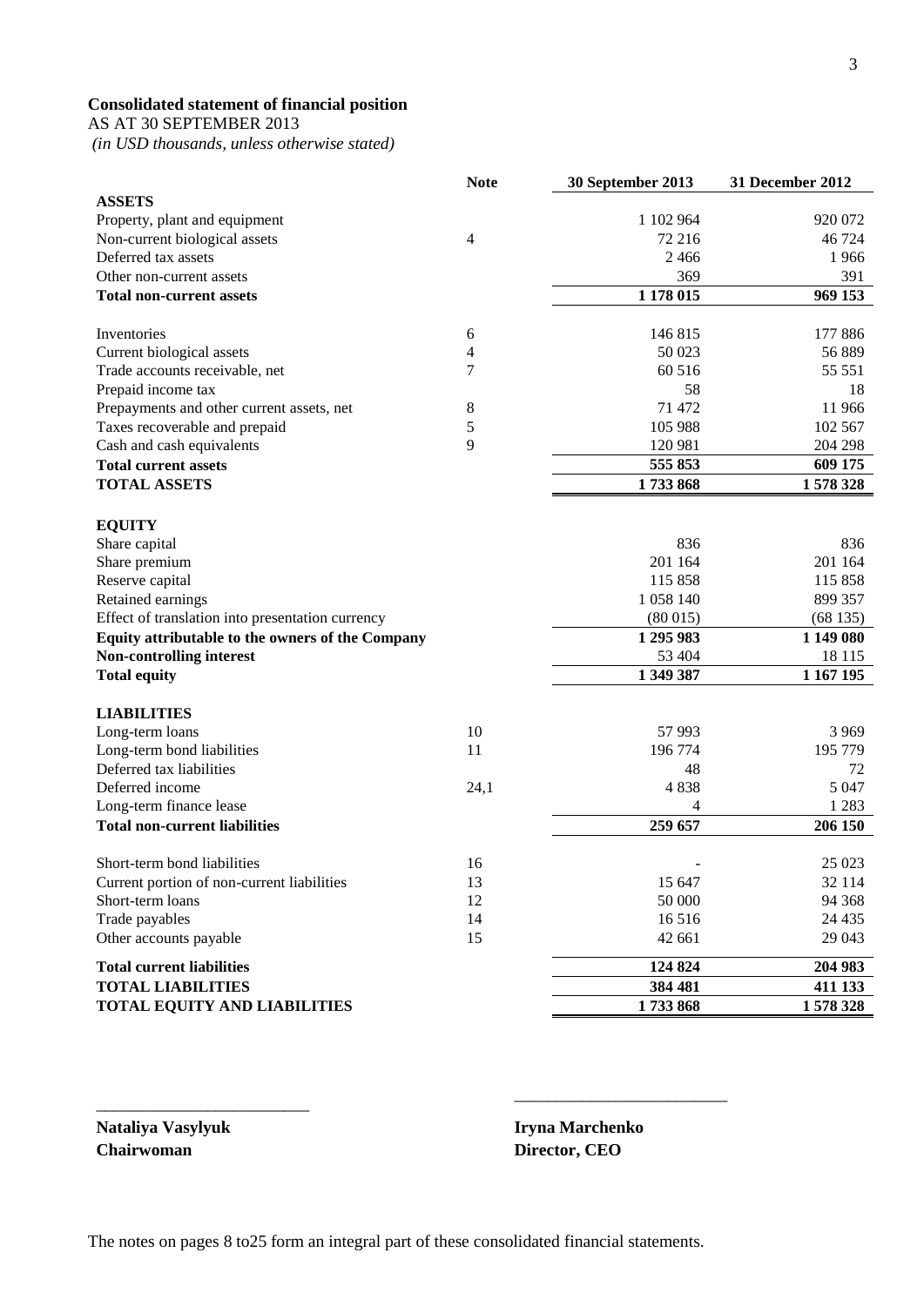**Consolidated statement of financial position**

AS AT 30 SEPTEMBER 2013

*(in USD thousands, unless otherwise stated)*

| | Note | 30 September 2013 | 31 December 2012 |
|---|---|---|---|
| **ASSETS** | | | |
| Property, plant and equipment | | 1 102 964 | 920 072 |
| Non-current biological assets | 4 | 72 216 | 46 724 |
| Deferred tax assets | | 2 466 | 1 966 |
| Other non-current assets | | 369 | 391 |
| **Total non-current assets** | | **1 178 015** | **969 153** |
| | | | |
| Inventories | 6 | 146 815 | 177 886 |
| Current biological assets | 4 | 50 023 | 56 889 |
| Trade accounts receivable, net | 7 | 60 516 | 55 551 |
| Prepaid income tax | | 58 | 18 |
| Prepayments and other current assets, net | 8 | 71 472 | 11 966 |
| Taxes recoverable and prepaid | 5 | 105 988 | 102 567 |
| Cash and cash equivalents | 9 | 120 981 | 204 298 |
| **Total current assets** | | **555 853** | **609 175** |
| **TOTAL ASSETS** | | **1 733 868** | **1 578 328** |
| | | | |
| **EQUITY** | | | |
| Share capital | | 836 | 836 |
| Share premium | | 201 164 | 201 164 |
| Reserve capital | | 115 858 | 115 858 |
| Retained earnings | | 1 058 140 | 899 357 |
| Effect of translation into presentation currency | | (80 015) | (68 135) |
| **Equity attributable to the owners of the Company** | | **1 295 983** | **1 149 080** |
| **Non-controlling interest** | | 53 404 | 18 115 |
| **Total equity** | | **1 349 387** | **1 167 195** |
| | | | |
| **LIABILITIES** | | | |
| Long-term loans | 10 | 57 993 | 3 969 |
| Long-term bond liabilities | 11 | 196 774 | 195 779 |
| Deferred tax liabilities | | 48 | 72 |
| Deferred income | 24,1 | 4 838 | 5 047 |
| Long-term finance lease | | 4 | 1 283 |
| **Total non-current liabilities** | | **259 657** | **206 150** |
| | | | |
| Short-term bond liabilities | 16 | - | 25 023 |
| Current portion of non-current liabilities | 13 | 15 647 | 32 114 |
| Short-term loans | 12 | 50 000 | 94 368 |
| Trade payables | 14 | 16 516 | 24 435 |
| Other accounts payable | 15 | 42 661 | 29 043 |
| **Total current liabilities** | | **124 824** | **204 983** |
| **TOTAL LIABILITIES** | | **384 481** | **411 133** |
| **TOTAL EQUITY AND LIABILITIES** | | **1 733 868** | **1 578 328** |

\_\_\_\_\_\_\_\_\_\_\_\_\_\_\_\_\_\_\_\_\_\_\_\_\_\_

**Nataliya Vasylyuk**
**Chairwoman**

\_\_\_\_\_\_\_\_\_\_\_\_\_\_\_\_\_\_\_\_\_\_\_\_\_\_

**Iryna Marchenko**
**Director, CEO**

The notes on pages 8 to25 form an integral part of these consolidated financial statements.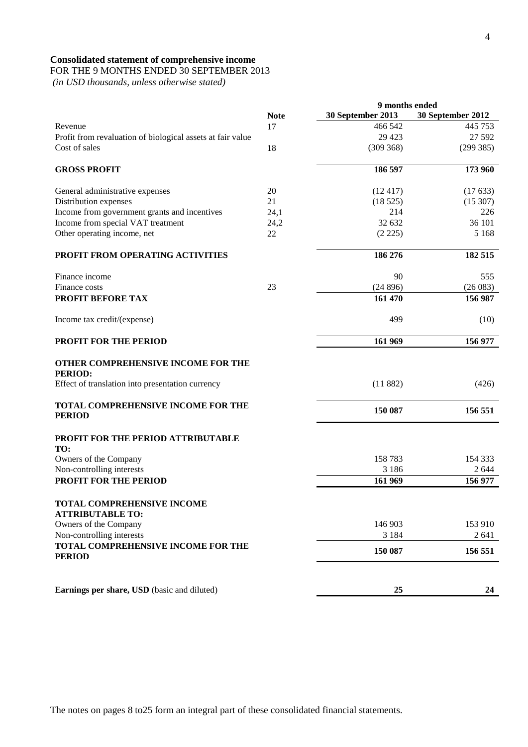**Consolidated statement of comprehensive income**

FOR THE 9 MONTHS ENDED 30 SEPTEMBER 2013

*(in USD thousands, unless otherwise stated)*

| | Note | 9 months ended 30 September 2013 | 9 months ended 30 September 2012 |
|---|---|---|---|
| Revenue | 17 | 466 542 | 445 753 |
| Profit from revaluation of biological assets at fair value | | 29 423 | 27 592 |
| Cost of sales | 18 | (309 368) | (299 385) |
| **GROSS PROFIT** | | **186 597** | **173 960** |
| General administrative expenses | 20 | (12 417) | (17 633) |
| Distribution expenses | 21 | (18 525) | (15 307) |
| Income from government grants and incentives | 24,1 | 214 | 226 |
| Income from special VAT treatment | 24,2 | 32 632 | 36 101 |
| Other operating income, net | 22 | (2 225) | 5 168 |
| **PROFIT FROM OPERATING ACTIVITIES** | | **186 276** | **182 515** |
| Finance income | | 90 | 555 |
| Finance costs | 23 | (24 896) | (26 083) |
| **PROFIT BEFORE TAX** | | **161 470** | **156 987** |
| Income tax credit/(expense) | | 499 | (10) |
| **PROFIT FOR THE PERIOD** | | **161 969** | **156 977** |
| **OTHER COMPREHENSIVE INCOME FOR THE PERIOD:** | | | |
| Effect of translation into presentation currency | | (11 882) | (426) |
| **TOTAL COMPREHENSIVE INCOME FOR THE PERIOD** | | **150 087** | **156 551** |
| **PROFIT FOR THE PERIOD ATTRIBUTABLE TO:** | | | |
| Owners of the Company | | 158 783 | 154 333 |
| Non-controlling interests | | 3 186 | 2 644 |
| **PROFIT FOR THE PERIOD** | | **161 969** | **156 977** |
| **TOTAL COMPREHENSIVE INCOME ATTRIBUTABLE TO:** | | | |
| Owners of the Company | | 146 903 | 153 910 |
| Non-controlling interests | | 3 184 | 2 641 |
| **TOTAL COMPREHENSIVE INCOME FOR THE PERIOD** | | **150 087** | **156 551** |
| **Earnings per share, USD** (basic and diluted) | | **25** | **24** |

The notes on pages 8 to25 form an integral part of these consolidated financial statements.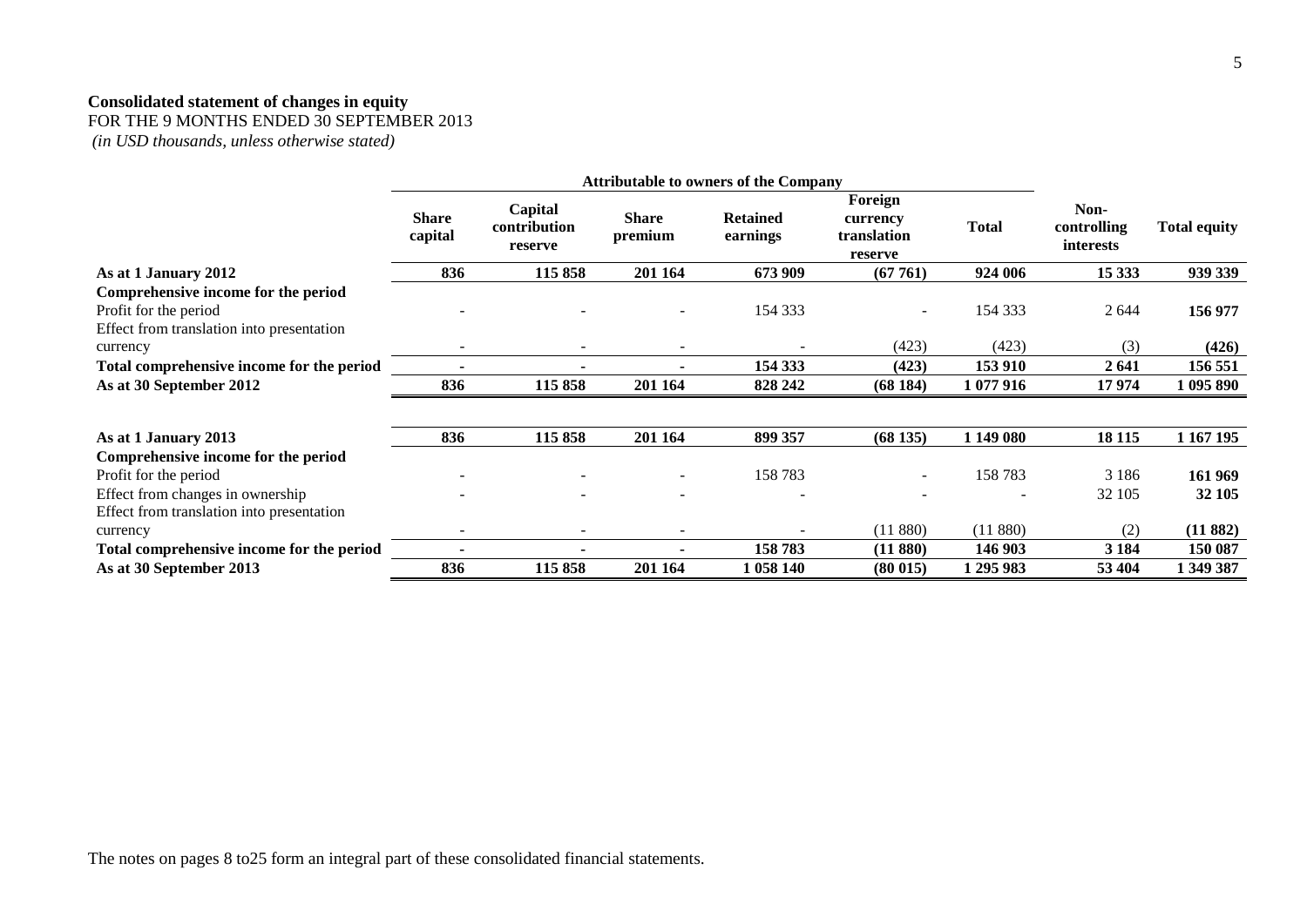**Consolidated statement of changes in equity**
FOR THE 9 MONTHS ENDED 30 SEPTEMBER 2013
*(in USD thousands, unless otherwise stated)*

| | Attributable to owners of the Company | | | | | | | |
|---|---|---|---|---|---|---|---|---|
| | **Share capital** | **Capital contribution reserve** | **Share premium** | **Retained earnings** | **Foreign currency translation reserve** | **Total** | **Non-controlling interests** | **Total equity** |
| **As at 1 January 2012** | **836** | **115 858** | **201 164** | **673 909** | **(67 761)** | **924 006** | **15 333** | **939 339** |
| **Comprehensive income for the period** | | | | | | | | |
| Profit for the period | - | - | - | 154 333 | - | 154 333 | 2 644 | **156 977** |
| Effect from translation into presentation currency | - | - | - | - | (423) | (423) | (3) | **(426)** |
| **Total comprehensive income for the period** | **-** | **-** | **-** | **154 333** | **(423)** | **153 910** | **2 641** | **156 551** |
| **As at 30 September 2012** | **836** | **115 858** | **201 164** | **828 242** | **(68 184)** | **1 077 916** | **17 974** | **1 095 890** |
| | | | | | | | | |
| **As at 1 January 2013** | **836** | **115 858** | **201 164** | **899 357** | **(68 135)** | **1 149 080** | **18 115** | **1 167 195** |
| **Comprehensive income for the period** | | | | | | | | |
| Profit for the period | - | - | - | 158 783 | - | 158 783 | 3 186 | **161 969** |
| Effect from changes in ownership | - | - | - | - | - | - | 32 105 | **32 105** |
| Effect from translation into presentation currency | - | - | - | - | (11 880) | (11 880) | (2) | **(11 882)** |
| **Total comprehensive income for the period** | **-** | **-** | **-** | **158 783** | **(11 880)** | **146 903** | **3 184** | **150 087** |
| **As at 30 September 2013** | **836** | **115 858** | **201 164** | **1 058 140** | **(80 015)** | **1 295 983** | **53 404** | **1 349 387** |

The notes on pages 8 to25 form an integral part of these consolidated financial statements.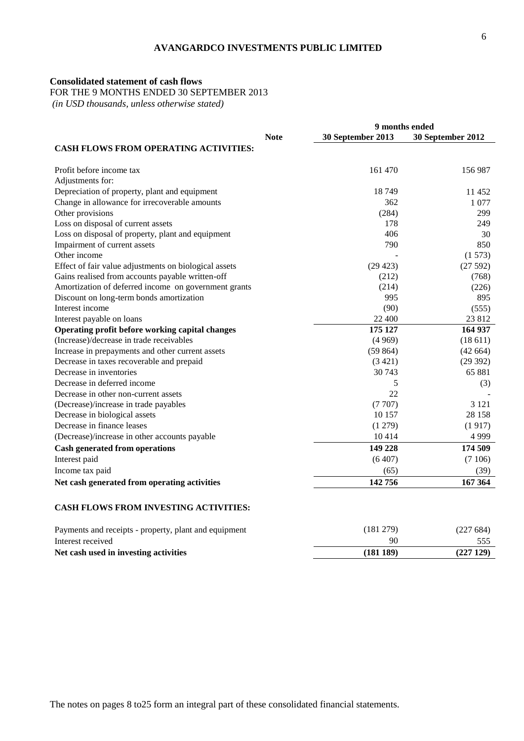**AVANGARDCO INVESTMENTS PUBLIC LIMITED**

**Consolidated statement of cash flows**

FOR THE 9 MONTHS ENDED 30 SEPTEMBER 2013

*(in USD thousands, unless otherwise stated)*

| | Note | 9 months ended | |
|---|---|---|---|
| | | **30 September 2013** | **30 September 2012** |
| **CASH FLOWS FROM OPERATING ACTIVITIES:** | | | |
| Profit before income tax | | 161 470 | 156 987 |
| Adjustments for: | | | |
| Depreciation of property, plant and equipment | | 18 749 | 11 452 |
| Change in allowance for irrecoverable amounts | | 362 | 1 077 |
| Other provisions | | (284) | 299 |
| Loss on disposal of current assets | | 178 | 249 |
| Loss on disposal of property, plant and equipment | | 406 | 30 |
| Impairment of current assets | | 790 | 850 |
| Other income | | - | (1 573) |
| Effect of fair value adjustments on biological assets | | (29 423) | (27 592) |
| Gains realised from accounts payable written-off | | (212) | (768) |
| Amortization of deferred income on government grants | | (214) | (226) |
| Discount on long-term bonds amortization | | 995 | 895 |
| Interest income | | (90) | (555) |
| Interest payable on loans | | 22 400 | 23 812 |
| **Operating profit before working capital changes** | | **175 127** | **164 937** |
| (Increase)/decrease in trade receivables | | (4 969) | (18 611) |
| Increase in prepayments and other current assets | | (59 864) | (42 664) |
| Decrease in taxes recoverable and prepaid | | (3 421) | (29 392) |
| Decrease in inventories | | 30 743 | 65 881 |
| Decrease in deferred income | | 5 | (3) |
| Decrease in other non-current assets | | 22 | - |
| (Decrease)/increase in trade payables | | (7 707) | 3 121 |
| Decrease in biological assets | | 10 157 | 28 158 |
| Decrease in finance leases | | (1 279) | (1 917) |
| (Decrease)/increase in other accounts payable | | 10 414 | 4 999 |
| **Cash generated from operations** | | **149 228** | **174 509** |
| Interest paid | | (6 407) | (7 106) |
| Income tax paid | | (65) | (39) |
| **Net cash generated from operating activities** | | **142 756** | **167 364** |
| **CASH FLOWS FROM INVESTING ACTIVITIES:** | | | |
| Payments and receipts - property, plant and equipment | | (181 279) | (227 684) |
| Interest received | | 90 | 555 |
| **Net cash used in investing activities** | | **(181 189)** | **(227 129)** |

The notes on pages 8 to25 form an integral part of these consolidated financial statements.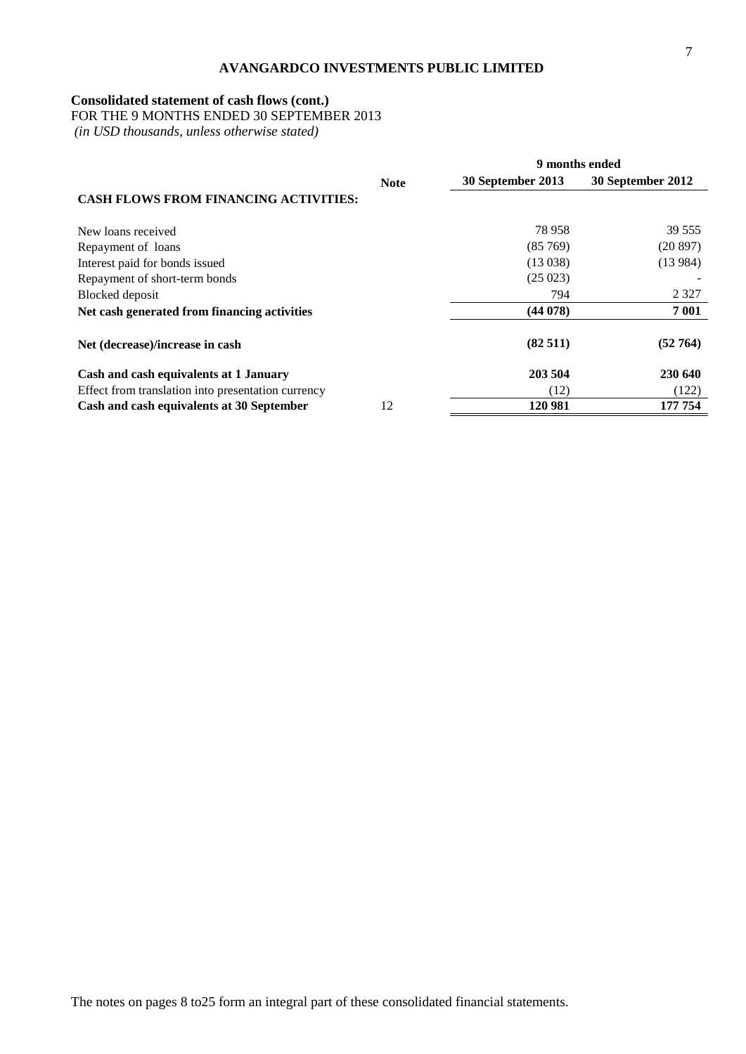AVANGARDCO INVESTMENTS PUBLIC LIMITED

**Consolidated statement of cash flows (cont.)**
FOR THE 9 MONTHS ENDED 30 SEPTEMBER 2013
*(in USD thousands, unless otherwise stated)*

| | Note | 9 months ended | |
|---|---|---|---|
| | | **30 September 2013** | **30 September 2012** |
| **CASH FLOWS FROM FINANCING ACTIVITIES:** | | | |
| New loans received | | 78 958 | 39 555 |
| Repayment of loans | | (85 769) | (20 897) |
| Interest paid for bonds issued | | (13 038) | (13 984) |
| Repayment of short-term bonds | | (25 023) | - |
| Blocked deposit | | 794 | 2 327 |
| **Net cash generated from financing activities** | | **(44 078)** | **7 001** |
| **Net (decrease)/increase in cash** | | **(82 511)** | **(52 764)** |
| **Cash and cash equivalents at 1 January** | | **203 504** | **230 640** |
| Effect from translation into presentation currency | | (12) | (122) |
| **Cash and cash equivalents at 30 September** | 12 | **120 981** | **177 754** |

The notes on pages 8 to25 form an integral part of these consolidated financial statements.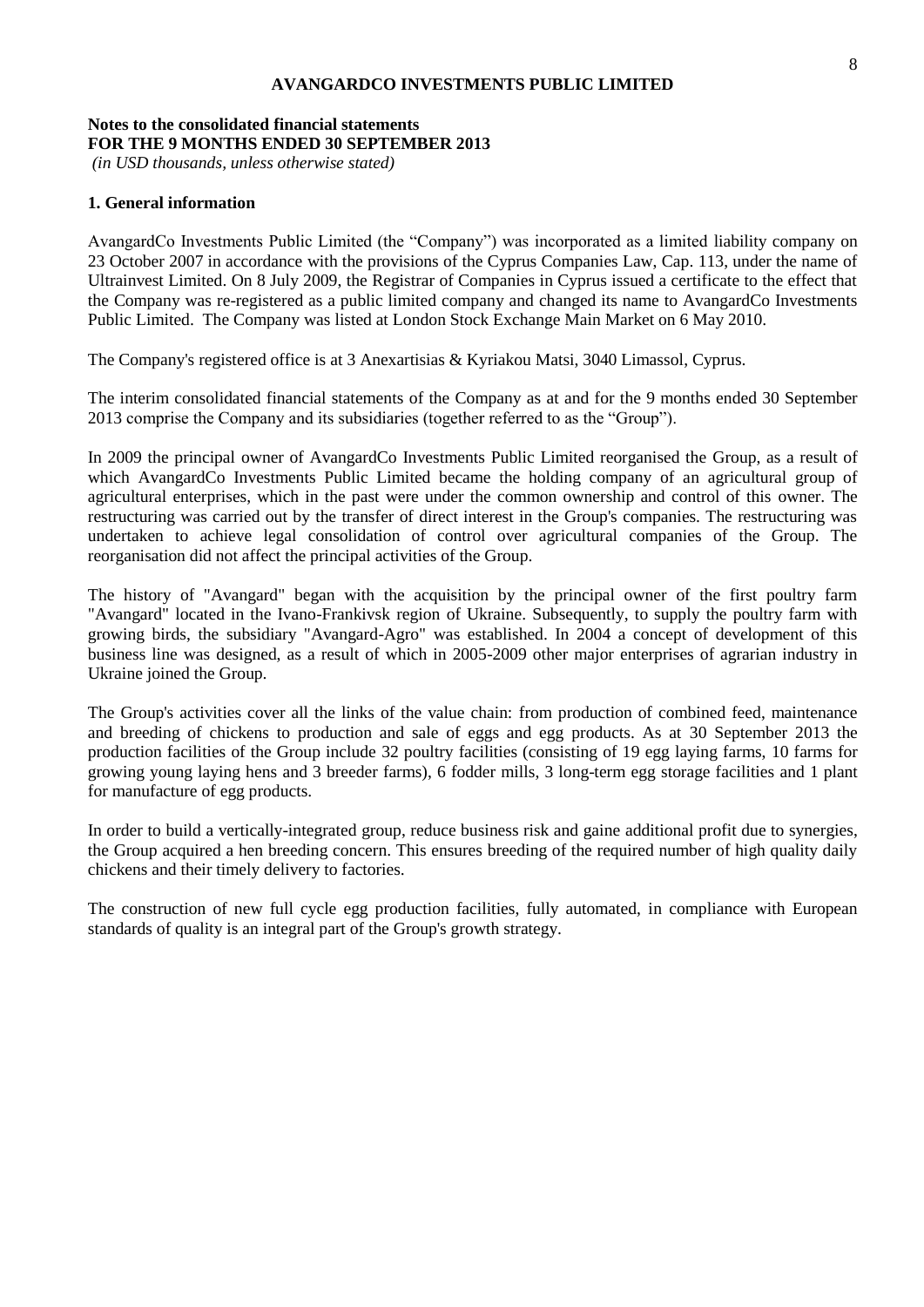**AVANGARDCO INVESTMENTS PUBLIC LIMITED**

**Notes to the consolidated financial statements**
**FOR THE 9 MONTHS ENDED 30 SEPTEMBER 2013**
*(in USD thousands, unless otherwise stated)*

## 1. General information

AvangardCo Investments Public Limited (the "Company") was incorporated as a limited liability company on 23 October 2007 in accordance with the provisions of the Cyprus Companies Law, Cap. 113, under the name of Ultrainvest Limited. On 8 July 2009, the Registrar of Companies in Cyprus issued a certificate to the effect that the Company was re-registered as a public limited company and changed its name to AvangardCo Investments Public Limited. The Company was listed at London Stock Exchange Main Market on 6 May 2010.

The Company's registered office is at 3 Anexartisias & Kyriakou Matsi, 3040 Limassol, Cyprus.

The interim consolidated financial statements of the Company as at and for the 9 months ended 30 September 2013 comprise the Company and its subsidiaries (together referred to as the "Group").

In 2009 the principal owner of AvangardCo Investments Public Limited reorganised the Group, as a result of which AvangardCo Investments Public Limited became the holding company of an agricultural group of agricultural enterprises, which in the past were under the common ownership and control of this owner. The restructuring was carried out by the transfer of direct interest in the Group's companies. The restructuring was undertaken to achieve legal consolidation of control over agricultural companies of the Group. The reorganisation did not affect the principal activities of the Group.

The history of "Avangard" began with the acquisition by the principal owner of the first poultry farm "Avangard" located in the Ivano-Frankivsk region of Ukraine. Subsequently, to supply the poultry farm with growing birds, the subsidiary "Avangard-Agro" was established. In 2004 a concept of development of this business line was designed, as a result of which in 2005-2009 other major enterprises of agrarian industry in Ukraine joined the Group.

The Group's activities cover all the links of the value chain: from production of combined feed, maintenance and breeding of chickens to production and sale of eggs and egg products. As at 30 September 2013 the production facilities of the Group include 32 poultry facilities (consisting of 19 egg laying farms, 10 farms for growing young laying hens and 3 breeder farms), 6 fodder mills, 3 long-term egg storage facilities and 1 plant for manufacture of egg products.

In order to build a vertically-integrated group, reduce business risk and gaine additional profit due to synergies, the Group acquired a hen breeding concern. This ensures breeding of the required number of high quality daily chickens and their timely delivery to factories.

The construction of new full cycle egg production facilities, fully automated, in compliance with European standards of quality is an integral part of the Group's growth strategy.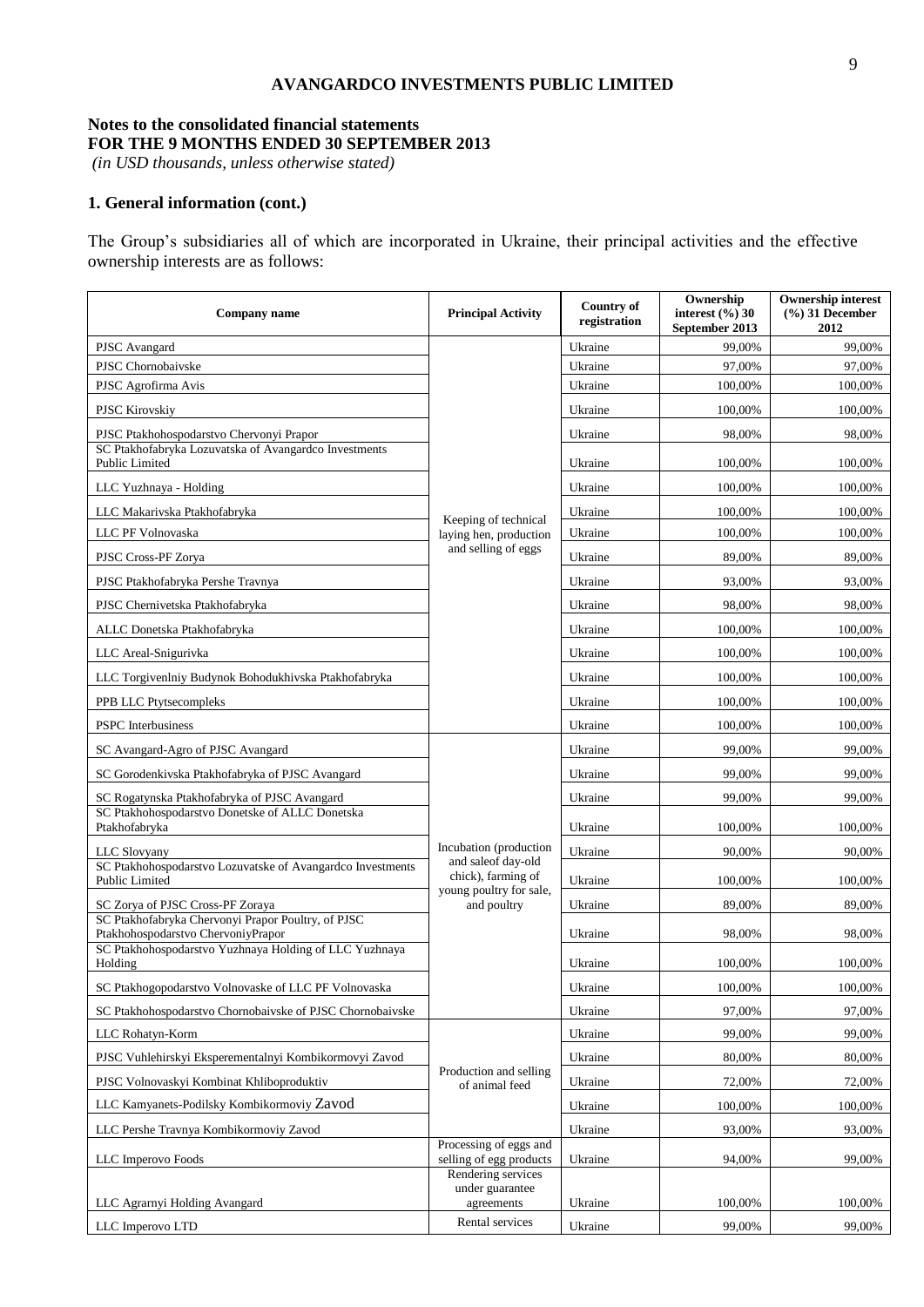**AVANGARDCO INVESTMENTS PUBLIC LIMITED**

**Notes to the consolidated financial statements**
**FOR THE 9 MONTHS ENDED 30 SEPTEMBER 2013**
*(in USD thousands, unless otherwise stated)*

## 1. General information (cont.)

The Group's subsidiaries all of which are incorporated in Ukraine, their principal activities and the effective ownership interests are as follows:

| Company name | Principal Activity | Country of registration | Ownership interest (%) 30 September 2013 | Ownership interest (%) 31 December 2012 |
|---|---|---|---|---|
| PJSC Avangard | Keeping of technical laying hen, production and selling of eggs | Ukraine | 99,00% | 99,00% |
| PJSC Chornobaivske | | Ukraine | 97,00% | 97,00% |
| PJSC Agrofirma Avis | | Ukraine | 100,00% | 100,00% |
| PJSC Kirovskiy | | Ukraine | 100,00% | 100,00% |
| PJSC Ptakhohospodarstvo Chervonyi Prapor | | Ukraine | 98,00% | 98,00% |
| SC Ptakhofabryka Lozuvatska of Avangardco Investments Public Limited | | Ukraine | 100,00% | 100,00% |
| LLC Yuzhnaya - Holding | | Ukraine | 100,00% | 100,00% |
| LLC Makarivska Ptakhofabryka | | Ukraine | 100,00% | 100,00% |
| LLC PF Volnovaska | | Ukraine | 100,00% | 100,00% |
| PJSC Cross-PF Zorya | | Ukraine | 89,00% | 89,00% |
| PJSC Ptakhofabryka Pershe Travnya | | Ukraine | 93,00% | 93,00% |
| PJSC Chernivetska Ptakhofabryka | | Ukraine | 98,00% | 98,00% |
| ALLC Donetska Ptakhofabryka | | Ukraine | 100,00% | 100,00% |
| LLC Areal-Snigurivka | | Ukraine | 100,00% | 100,00% |
| LLC Torgivenlniy Budynok Bohodukhivska Ptakhofabryka | | Ukraine | 100,00% | 100,00% |
| PPB LLC Ptytsecompleks | | Ukraine | 100,00% | 100,00% |
| PSPC Interbusiness | | Ukraine | 100,00% | 100,00% |
| SC Avangard-Agro of PJSC Avangard | Incubation (production and saleof day-old chick), farming of young poultry for sale, and poultry | Ukraine | 99,00% | 99,00% |
| SC Gorodenkivska Ptakhofabryka of PJSC Avangard | | Ukraine | 99,00% | 99,00% |
| SC Rogatynska Ptakhofabryka of PJSC Avangard | | Ukraine | 99,00% | 99,00% |
| SC Ptakhohospodarstvo Donetske of ALLC Donetska Ptakhofabryka | | Ukraine | 100,00% | 100,00% |
| LLC Slovyany | | Ukraine | 90,00% | 90,00% |
| SC Ptakhohospodarstvo Lozuvatske of Avangardco Investments Public Limited | | Ukraine | 100,00% | 100,00% |
| SC Zorya of PJSC Cross-PF Zoraya | | Ukraine | 89,00% | 89,00% |
| SC Ptakhofabryka Chervonyi Prapor Poultry, of PJSC Ptakhohospodarstvo ChervoniyPrapor | | Ukraine | 98,00% | 98,00% |
| SC Ptakhohospodarstvo Yuzhnaya Holding of LLC Yuzhnaya Holding | | Ukraine | 100,00% | 100,00% |
| SC Ptakhogopodarstvo Volnovaske of LLC PF Volnovaska | | Ukraine | 100,00% | 100,00% |
| SC Ptakhohospodarstvo Chornobaivske of PJSC Chornobaivske | | Ukraine | 97,00% | 97,00% |
| LLC Rohatyn-Korm | Production and selling of animal feed | Ukraine | 99,00% | 99,00% |
| PJSC Vuhlehirskyi Eksperementalnyi Kombikormovyi Zavod | | Ukraine | 80,00% | 80,00% |
| PJSC Volnovaskyi Kombinat Khliboproduktiv | | Ukraine | 72,00% | 72,00% |
| LLC Kamyanets-Podilsky Kombikormoviy Zavod | | Ukraine | 100,00% | 100,00% |
| LLC Pershe Travnya Kombikormoviy Zavod | | Ukraine | 93,00% | 93,00% |
| LLC Imperovo Foods | Processing of eggs and selling of egg products | Ukraine | 94,00% | 99,00% |
| LLC Agrarnyi Holding Avangard | Rendering services under guarantee agreements | Ukraine | 100,00% | 100,00% |
| LLC Imperovo LTD | Rental services | Ukraine | 99,00% | 99,00% |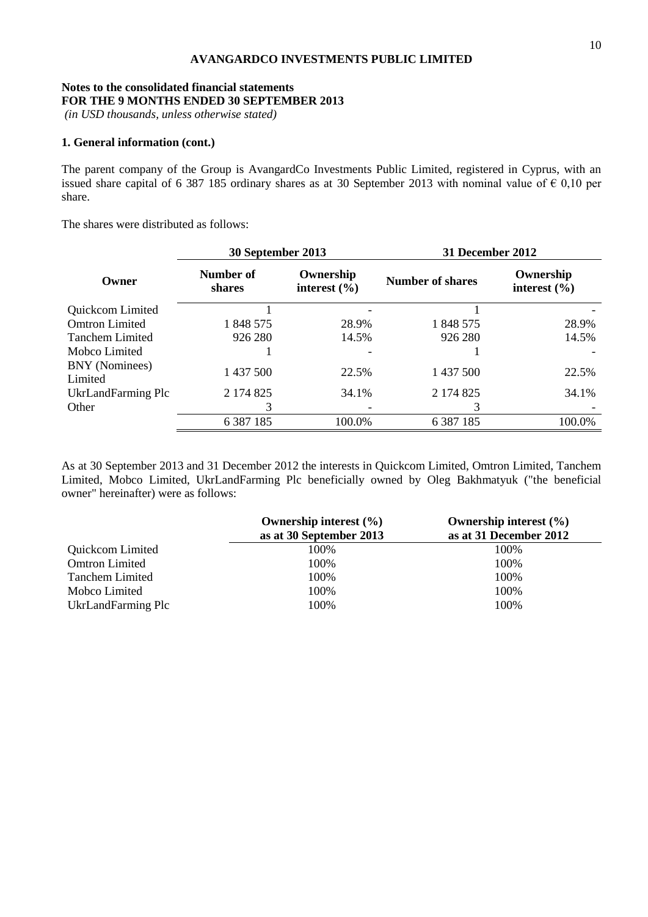**AVANGARDCO INVESTMENTS PUBLIC LIMITED**

**Notes to the consolidated financial statements**
**FOR THE 9 MONTHS ENDED 30 SEPTEMBER 2013**
*(in USD thousands, unless otherwise stated)*

**1. General information (cont.)**

The parent company of the Group is AvangardCo Investments Public Limited, registered in Cyprus, with an issued share capital of 6 387 185 ordinary shares as at 30 September 2013 with nominal value of € 0,10 per share.

The shares were distributed as follows:

| | 30 September 2013 | | 31 December 2012 | |
|---|---|---|---|---|
| **Owner** | **Number of shares** | **Ownership interest (%)** | **Number of shares** | **Ownership interest (%)** |
| Quickcom Limited | 1 | - | 1 | - |
| Omtron Limited | 1 848 575 | 28.9% | 1 848 575 | 28.9% |
| Tanchem Limited | 926 280 | 14.5% | 926 280 | 14.5% |
| Mobco Limited | 1 | - | 1 | - |
| BNY (Nominees) Limited | 1 437 500 | 22.5% | 1 437 500 | 22.5% |
| UkrLandFarming Plc | 2 174 825 | 34.1% | 2 174 825 | 34.1% |
| Other | 3 | - | 3 | - |
| | 6 387 185 | 100.0% | 6 387 185 | 100.0% |

As at 30 September 2013 and 31 December 2012 the interests in Quickcom Limited, Omtron Limited, Tanchem Limited, Mobco Limited, UkrLandFarming Plc beneficially owned by Oleg Bakhmatyuk ("the beneficial owner" hereinafter) were as follows:

| | Ownership interest (%) as at 30 September 2013 | Ownership interest (%) as at 31 December 2012 |
|---|---|---|
| Quickcom Limited | 100% | 100% |
| Omtron Limited | 100% | 100% |
| Tanchem Limited | 100% | 100% |
| Mobco Limited | 100% | 100% |
| UkrLandFarming Plc | 100% | 100% |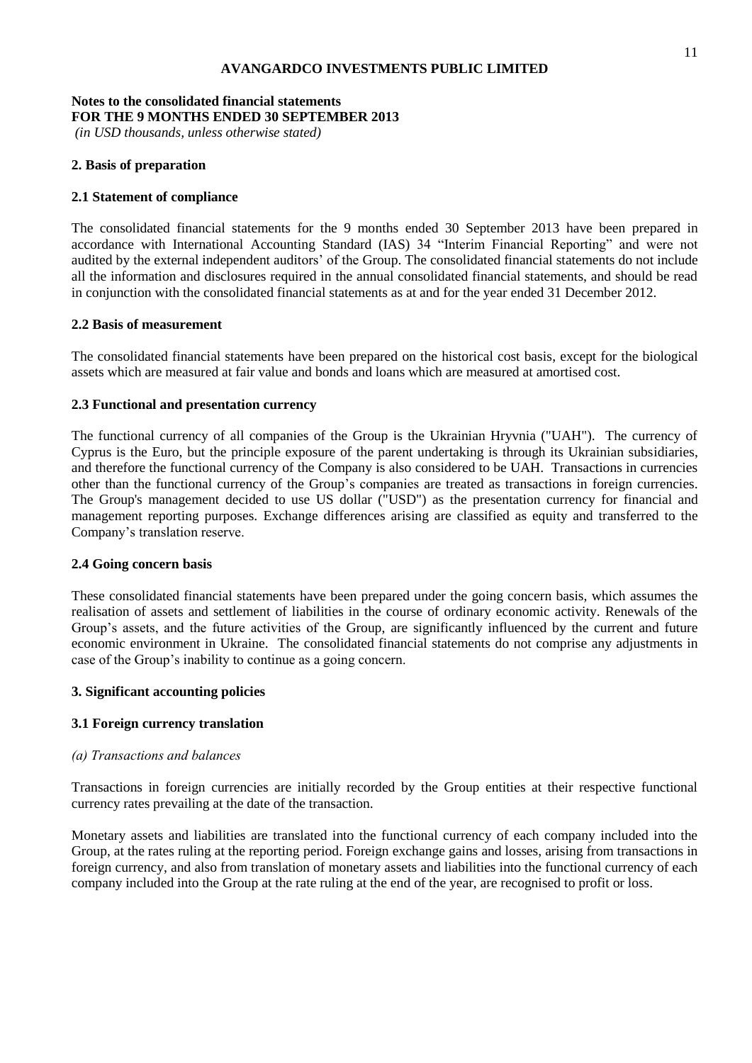**AVANGARDCO INVESTMENTS PUBLIC LIMITED**

**Notes to the consolidated financial statements**
**FOR THE 9 MONTHS ENDED 30 SEPTEMBER 2013**
*(in USD thousands, unless otherwise stated)*

## 2. Basis of preparation

### 2.1 Statement of compliance

The consolidated financial statements for the 9 months ended 30 September 2013 have been prepared in accordance with International Accounting Standard (IAS) 34 "Interim Financial Reporting" and were not audited by the external independent auditors' of the Group. The consolidated financial statements do not include all the information and disclosures required in the annual consolidated financial statements, and should be read in conjunction with the consolidated financial statements as at and for the year ended 31 December 2012.

### 2.2 Basis of measurement

The consolidated financial statements have been prepared on the historical cost basis, except for the biological assets which are measured at fair value and bonds and loans which are measured at amortised cost.

### 2.3 Functional and presentation currency

The functional currency of all companies of the Group is the Ukrainian Hryvnia ("UAH"). The currency of Cyprus is the Euro, but the principle exposure of the parent undertaking is through its Ukrainian subsidiaries, and therefore the functional currency of the Company is also considered to be UAH. Transactions in currencies other than the functional currency of the Group's companies are treated as transactions in foreign currencies. The Group's management decided to use US dollar ("USD") as the presentation currency for financial and management reporting purposes. Exchange differences arising are classified as equity and transferred to the Company's translation reserve.

### 2.4 Going concern basis

These consolidated financial statements have been prepared under the going concern basis, which assumes the realisation of assets and settlement of liabilities in the course of ordinary economic activity. Renewals of the Group's assets, and the future activities of the Group, are significantly influenced by the current and future economic environment in Ukraine. The consolidated financial statements do not comprise any adjustments in case of the Group's inability to continue as a going concern.

## 3. Significant accounting policies

### 3.1 Foreign currency translation

*(a) Transactions and balances*

Transactions in foreign currencies are initially recorded by the Group entities at their respective functional currency rates prevailing at the date of the transaction.

Monetary assets and liabilities are translated into the functional currency of each company included into the Group, at the rates ruling at the reporting period. Foreign exchange gains and losses, arising from transactions in foreign currency, and also from translation of monetary assets and liabilities into the functional currency of each company included into the Group at the rate ruling at the end of the year, are recognised to profit or loss.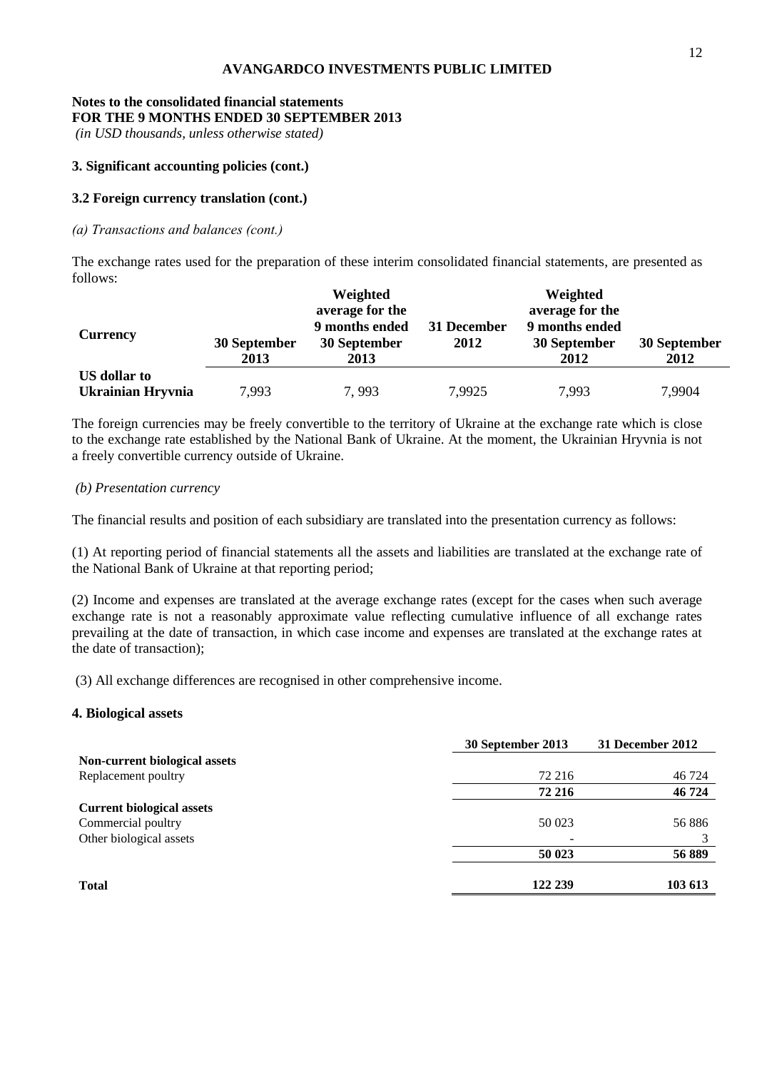**AVANGARDCO INVESTMENTS PUBLIC LIMITED**

**Notes to the consolidated financial statements**
**FOR THE 9 MONTHS ENDED 30 SEPTEMBER 2013**
*(in USD thousands, unless otherwise stated)*

### 3. Significant accounting policies (cont.)

#### 3.2 Foreign currency translation (cont.)

*(a) Transactions and balances (cont.)*

The exchange rates used for the preparation of these interim consolidated financial statements, are presented as follows:

| Currency | 30 September 2013 | Weighted average for the 9 months ended 30 September 2013 | 31 December 2012 | Weighted average for the 9 months ended 30 September 2012 | 30 September 2012 |
|---|---|---|---|---|---|
| **US dollar to Ukrainian Hryvnia** | 7,993 | 7, 993 | 7,9925 | 7,993 | 7,9904 |

The foreign currencies may be freely convertible to the territory of Ukraine at the exchange rate which is close to the exchange rate established by the National Bank of Ukraine. At the moment, the Ukrainian Hryvnia is not a freely convertible currency outside of Ukraine.

*(b) Presentation currency*

The financial results and position of each subsidiary are translated into the presentation currency as follows:

(1) At reporting period of financial statements all the assets and liabilities are translated at the exchange rate of the National Bank of Ukraine at that reporting period;

(2) Income and expenses are translated at the average exchange rates (except for the cases when such average exchange rate is not a reasonably approximate value reflecting cumulative influence of all exchange rates prevailing at the date of transaction, in which case income and expenses are translated at the exchange rates at the date of transaction);

(3) All exchange differences are recognised in other comprehensive income.

### 4. Biological assets

| | 30 September 2013 | 31 December 2012 |
|---|---|---|
| **Non-current biological assets** | | |
| Replacement poultry | 72 216 | 46 724 |
| | **72 216** | **46 724** |
| **Current biological assets** | | |
| Commercial poultry | 50 023 | 56 886 |
| Other biological assets | - | 3 |
| | **50 023** | **56 889** |
| **Total** | **122 239** | **103 613** |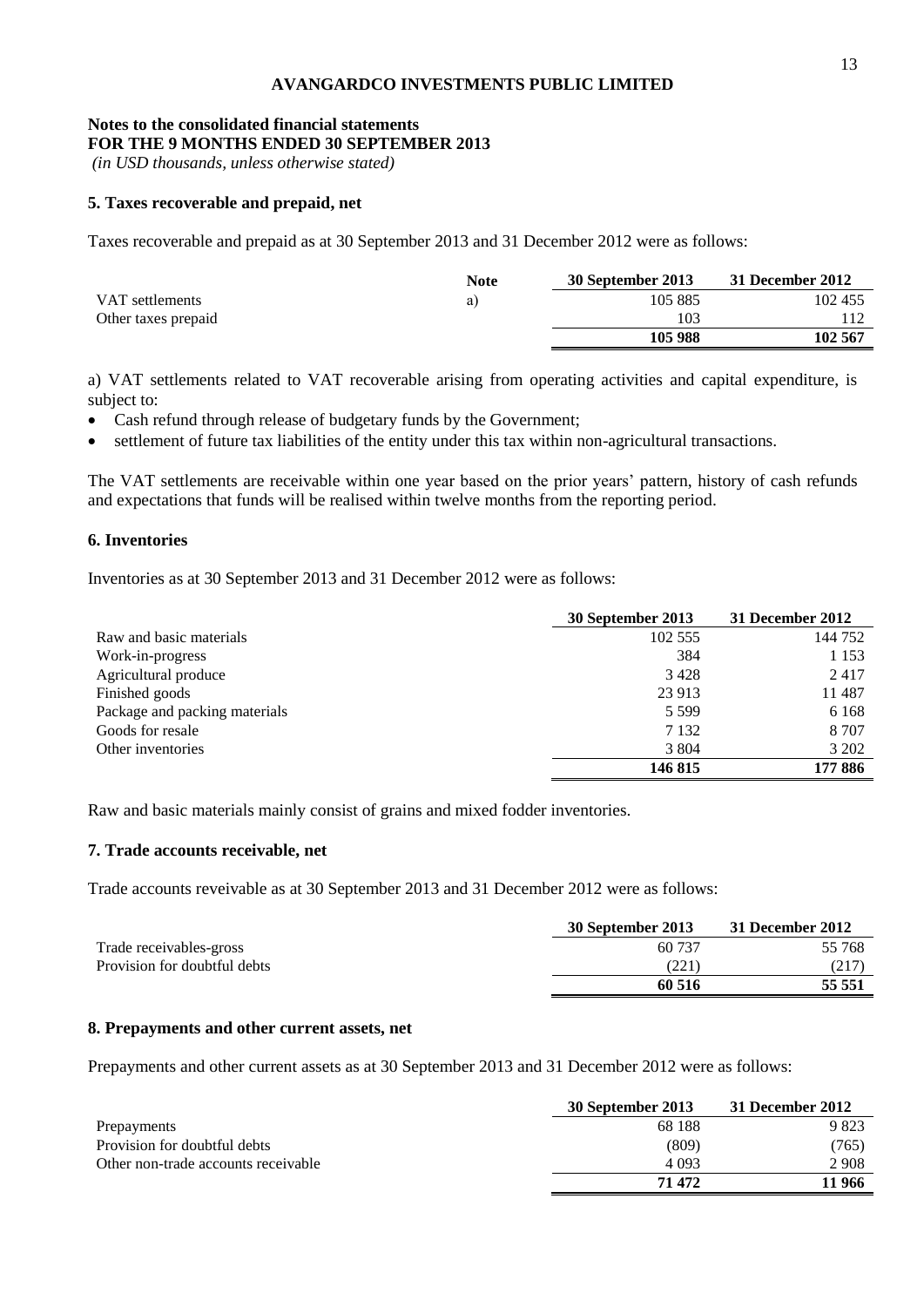**AVANGARDCO INVESTMENTS PUBLIC LIMITED**

**Notes to the consolidated financial statements**
**FOR THE 9 MONTHS ENDED 30 SEPTEMBER 2013**
*(in USD thousands, unless otherwise stated)*

### 5. Taxes recoverable and prepaid, net

Taxes recoverable and prepaid as at 30 September 2013 and 31 December 2012 were as follows:

| | Note | 30 September 2013 | 31 December 2012 |
|---|---|---|---|
| VAT settlements | a) | 105 885 | 102 455 |
| Other taxes prepaid | | 103 | 112 |
| | | **105 988** | **102 567** |

a) VAT settlements related to VAT recoverable arising from operating activities and capital expenditure, is subject to:

- Cash refund through release of budgetary funds by the Government;
- settlement of future tax liabilities of the entity under this tax within non-agricultural transactions.

The VAT settlements are receivable within one year based on the prior years' pattern, history of cash refunds and expectations that funds will be realised within twelve months from the reporting period.

### 6. Inventories

Inventories as at 30 September 2013 and 31 December 2012 were as follows:

| | 30 September 2013 | 31 December 2012 |
|---|---|---|
| Raw and basic materials | 102 555 | 144 752 |
| Work-in-progress | 384 | 1 153 |
| Agricultural produce | 3 428 | 2 417 |
| Finished goods | 23 913 | 11 487 |
| Package and packing materials | 5 599 | 6 168 |
| Goods for resale | 7 132 | 8 707 |
| Other inventories | 3 804 | 3 202 |
| | **146 815** | **177 886** |

Raw and basic materials mainly consist of grains and mixed fodder inventories.

### 7. Trade accounts receivable, net

Trade accounts reveivable as at 30 September 2013 and 31 December 2012 were as follows:

| | 30 September 2013 | 31 December 2012 |
|---|---|---|
| Trade receivables-gross | 60 737 | 55 768 |
| Provision for doubtful debts | (221) | (217) |
| | **60 516** | **55 551** |

### 8. Prepayments and other current assets, net

Prepayments and other current assets as at 30 September 2013 and 31 December 2012 were as follows:

| | 30 September 2013 | 31 December 2012 |
|---|---|---|
| Prepayments | 68 188 | 9 823 |
| Provision for doubtful debts | (809) | (765) |
| Other non-trade accounts receivable | 4 093 | 2 908 |
| | **71 472** | **11 966** |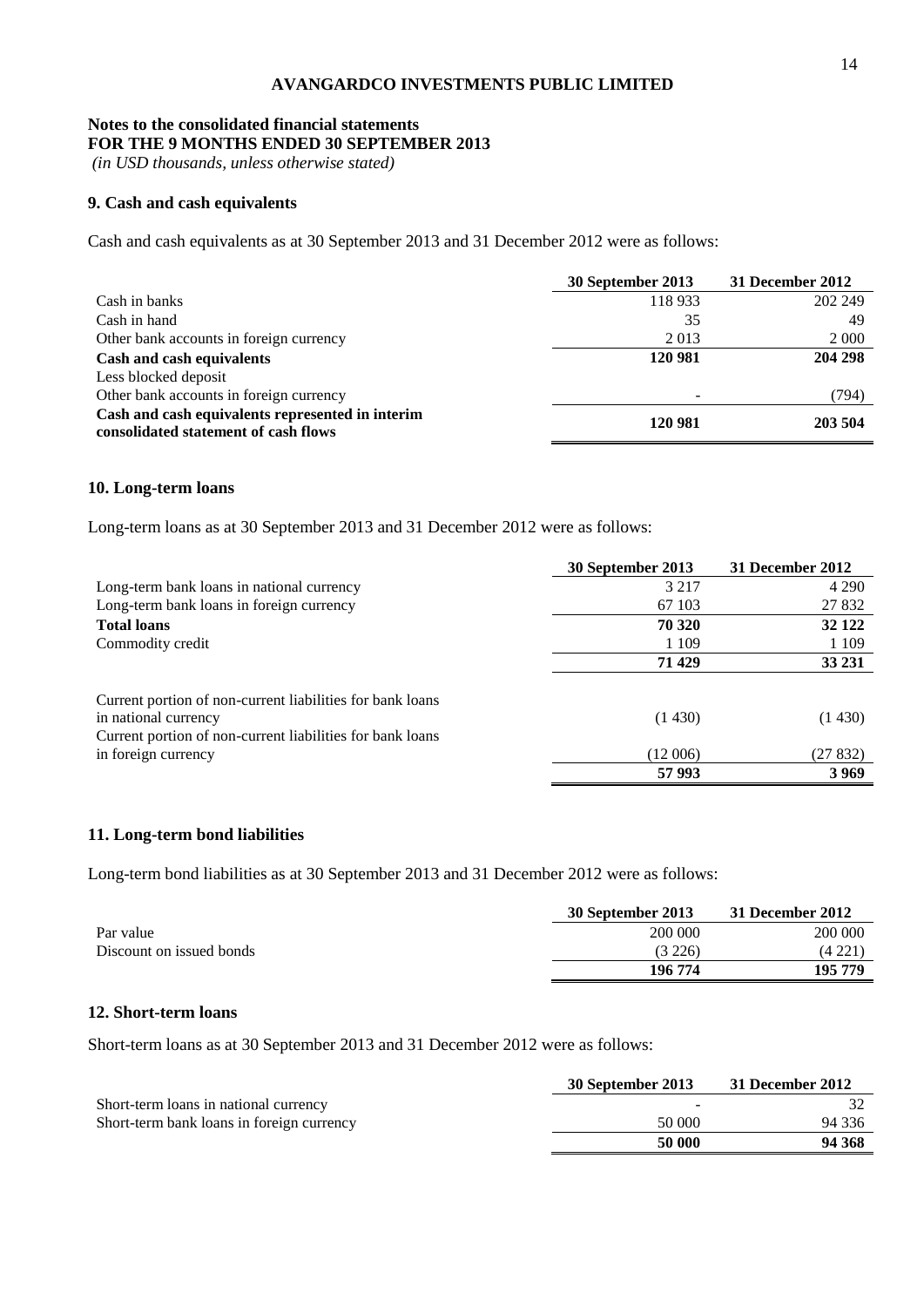**AVANGARDCO INVESTMENTS PUBLIC LIMITED**

**Notes to the consolidated financial statements**
**FOR THE 9 MONTHS ENDED 30 SEPTEMBER 2013**
*(in USD thousands, unless otherwise stated)*

### 9. Cash and cash equivalents

Cash and cash equivalents as at 30 September 2013 and 31 December 2012 were as follows:

| | 30 September 2013 | 31 December 2012 |
|---|---|---|
| Cash in banks | 118 933 | 202 249 |
| Cash in hand | 35 | 49 |
| Other bank accounts in foreign currency | 2 013 | 2 000 |
| **Cash and cash equivalents** | **120 981** | **204 298** |
| Less blocked deposit | | |
| Other bank accounts in foreign currency | - | (794) |
| **Cash and cash equivalents represented in interim consolidated statement of cash flows** | **120 981** | **203 504** |

### 10. Long-term loans

Long-term loans as at 30 September 2013 and 31 December 2012 were as follows:

| | 30 September 2013 | 31 December 2012 |
|---|---|---|
| Long-term bank loans in national currency | 3 217 | 4 290 |
| Long-term bank loans in foreign currency | 67 103 | 27 832 |
| **Total loans** | **70 320** | **32 122** |
| Commodity credit | 1 109 | 1 109 |
| | **71 429** | **33 231** |
| Current portion of non-current liabilities for bank loans in national currency | (1 430) | (1 430) |
| Current portion of non-current liabilities for bank loans in foreign currency | (12 006) | (27 832) |
| | **57 993** | **3 969** |

### 11. Long-term bond liabilities

Long-term bond liabilities as at 30 September 2013 and 31 December 2012 were as follows:

| | 30 September 2013 | 31 December 2012 |
|---|---|---|
| Par value | 200 000 | 200 000 |
| Discount on issued bonds | (3 226) | (4 221) |
| | **196 774** | **195 779** |

### 12. Short-term loans

Short-term loans as at 30 September 2013 and 31 December 2012 were as follows:

| | 30 September 2013 | 31 December 2012 |
|---|---|---|
| Short-term loans in national currency | - | 32 |
| Short-term bank loans in foreign currency | 50 000 | 94 336 |
| | **50 000** | **94 368** |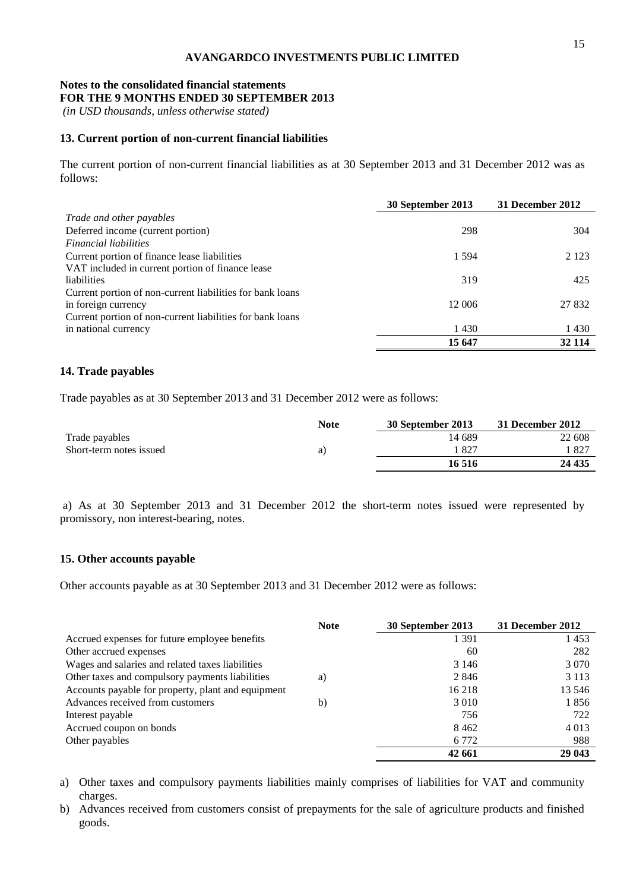**AVANGARDCO INVESTMENTS PUBLIC LIMITED**

**Notes to the consolidated financial statements**
**FOR THE 9 MONTHS ENDED 30 SEPTEMBER 2013**
*(in USD thousands, unless otherwise stated)*

### 13. Current portion of non-current financial liabilities

The current portion of non-current financial liabilities as at 30 September 2013 and 31 December 2012 was as follows:

| | 30 September 2013 | 31 December 2012 |
|---|---|---|
| *Trade and other payables* | | |
| Deferred income (current portion) | 298 | 304 |
| *Financial liabilities* | | |
| Current portion of finance lease liabilities | 1 594 | 2 123 |
| VAT included in current portion of finance lease liabilities | 319 | 425 |
| Current portion of non-current liabilities for bank loans in foreign currency | 12 006 | 27 832 |
| Current portion of non-current liabilities for bank loans in national currency | 1 430 | 1 430 |
| | **15 647** | **32 114** |

### 14. Trade payables

Trade payables as at 30 September 2013 and 31 December 2012 were as follows:

| | Note | 30 September 2013 | 31 December 2012 |
|---|---|---|---|
| Trade payables | | 14 689 | 22 608 |
| Short-term notes issued | a) | 1 827 | 1 827 |
| | | **16 516** | **24 435** |

a) As at 30 September 2013 and 31 December 2012 the short-term notes issued were represented by promissory, non interest-bearing, notes.

### 15. Other accounts payable

Other accounts payable as at 30 September 2013 and 31 December 2012 were as follows:

| | Note | 30 September 2013 | 31 December 2012 |
|---|---|---|---|
| Accrued expenses for future employee benefits | | 1 391 | 1 453 |
| Other accrued expenses | | 60 | 282 |
| Wages and salaries and related taxes liabilities | | 3 146 | 3 070 |
| Other taxes and compulsory payments liabilities | a) | 2 846 | 3 113 |
| Accounts payable for property, plant and equipment | | 16 218 | 13 546 |
| Advances received from customers | b) | 3 010 | 1 856 |
| Interest payable | | 756 | 722 |
| Accrued coupon on bonds | | 8 462 | 4 013 |
| Other payables | | 6 772 | 988 |
| | | **42 661** | **29 043** |

a) Other taxes and compulsory payments liabilities mainly comprises of liabilities for VAT and community charges.

b) Advances received from customers consist of prepayments for the sale of agriculture products and finished goods.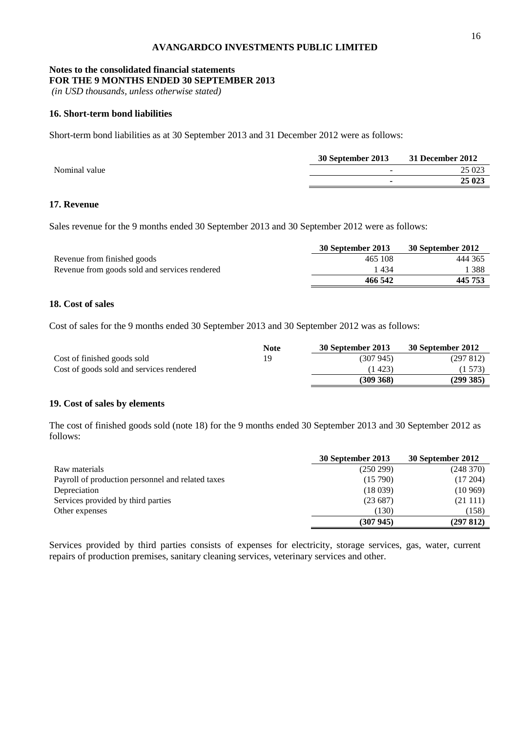**AVANGARDCO INVESTMENTS PUBLIC LIMITED**

**Notes to the consolidated financial statements**
**FOR THE 9 MONTHS ENDED 30 SEPTEMBER 2013**
*(in USD thousands, unless otherwise stated)*

### 16. Short-term bond liabilities

Short-term bond liabilities as at 30 September 2013 and 31 December 2012 were as follows:

| | 30 September 2013 | 31 December 2012 |
|---|---|---|
| Nominal value | - | 25 023 |
| | **-** | **25 023** |

### 17. Revenue

Sales revenue for the 9 months ended 30 September 2013 and 30 September 2012 were as follows:

| | 30 September 2013 | 30 September 2012 |
|---|---|---|
| Revenue from finished goods | 465 108 | 444 365 |
| Revenue from goods sold and services rendered | 1 434 | 1 388 |
| | **466 542** | **445 753** |

### 18. Cost of sales

Cost of sales for the 9 months ended 30 September 2013 and 30 September 2012 was as follows:

| | Note | 30 September 2013 | 30 September 2012 |
|---|---|---|---|
| Cost of finished goods sold | 19 | (307 945) | (297 812) |
| Cost of goods sold and services rendered | | (1 423) | (1 573) |
| | | **(309 368)** | **(299 385)** |

### 19. Cost of sales by elements

The cost of finished goods sold (note 18) for the 9 months ended 30 September 2013 and 30 September 2012 as follows:

| | 30 September 2013 | 30 September 2012 |
|---|---|---|
| Raw materials | (250 299) | (248 370) |
| Payroll of production personnel and related taxes | (15 790) | (17 204) |
| Depreciation | (18 039) | (10 969) |
| Services provided by third parties | (23 687) | (21 111) |
| Other expenses | (130) | (158) |
| | **(307 945)** | **(297 812)** |

Services provided by third parties consists of expenses for electricity, storage services, gas, water, current repairs of production premises, sanitary cleaning services, veterinary services and other.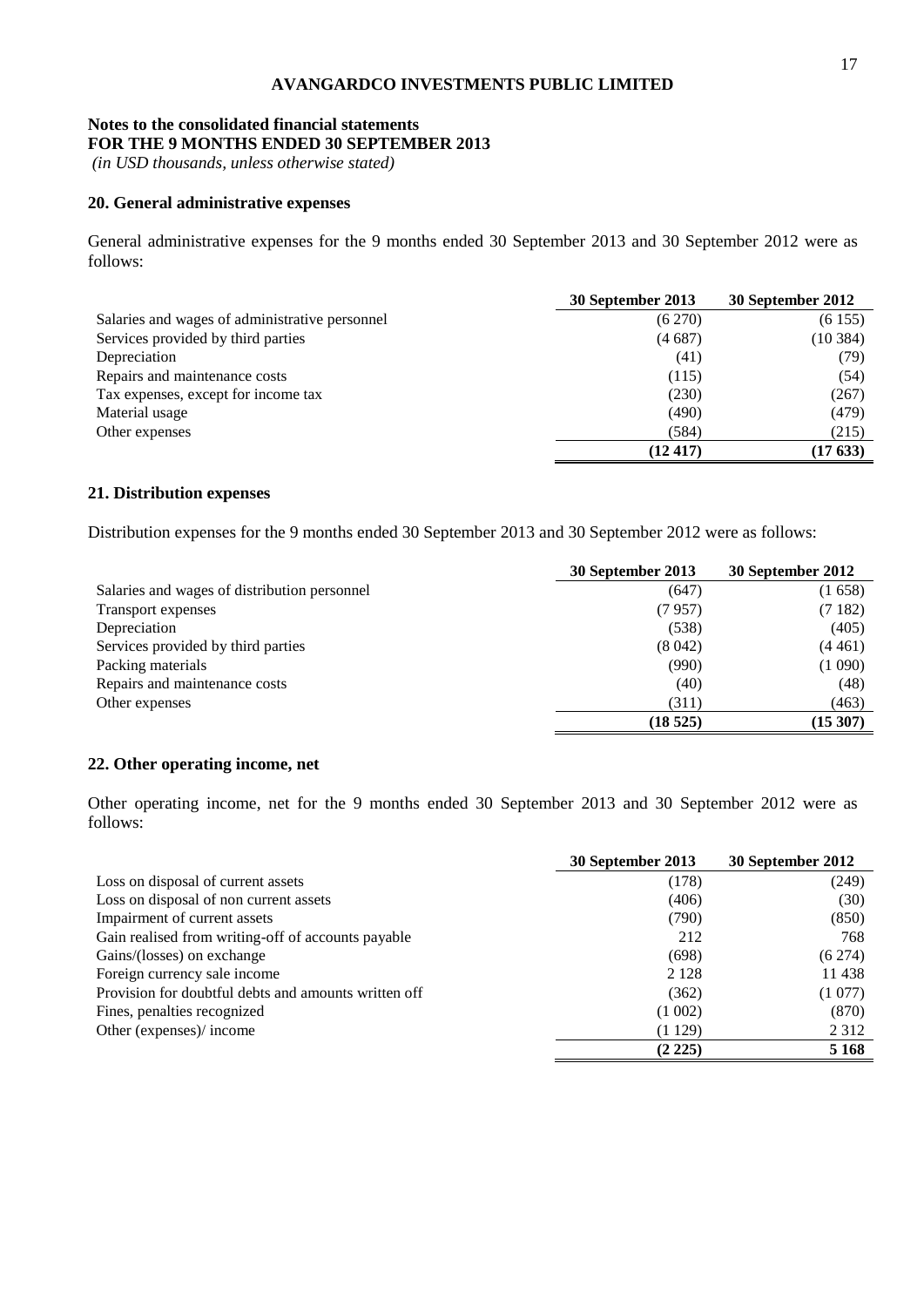**AVANGARDCO INVESTMENTS PUBLIC LIMITED**

**Notes to the consolidated financial statements**
**FOR THE 9 MONTHS ENDED 30 SEPTEMBER 2013**
*(in USD thousands, unless otherwise stated)*

## 20. General administrative expenses

General administrative expenses for the 9 months ended 30 September 2013 and 30 September 2012 were as follows:

| | 30 September 2013 | 30 September 2012 |
|---|---|---|
| Salaries and wages of administrative personnel | (6 270) | (6 155) |
| Services provided by third parties | (4 687) | (10 384) |
| Depreciation | (41) | (79) |
| Repairs and maintenance costs | (115) | (54) |
| Tax expenses, except for income tax | (230) | (267) |
| Material usage | (490) | (479) |
| Other expenses | (584) | (215) |
| | **(12 417)** | **(17 633)** |

## 21. Distribution expenses

Distribution expenses for the 9 months ended 30 September 2013 and 30 September 2012 were as follows:

| | 30 September 2013 | 30 September 2012 |
|---|---|---|
| Salaries and wages of distribution personnel | (647) | (1 658) |
| Transport expenses | (7 957) | (7 182) |
| Depreciation | (538) | (405) |
| Services provided by third parties | (8 042) | (4 461) |
| Packing materials | (990) | (1 090) |
| Repairs and maintenance costs | (40) | (48) |
| Other expenses | (311) | (463) |
| | **(18 525)** | **(15 307)** |

## 22. Other operating income, net

Other operating income, net for the 9 months ended 30 September 2013 and 30 September 2012 were as follows:

| | 30 September 2013 | 30 September 2012 |
|---|---|---|
| Loss on disposal of current assets | (178) | (249) |
| Loss on disposal of non current assets | (406) | (30) |
| Impairment of current assets | (790) | (850) |
| Gain realised from writing-off of accounts payable | 212 | 768 |
| Gains/(losses) on exchange | (698) | (6 274) |
| Foreign currency sale income | 2 128 | 11 438 |
| Provision for doubtful debts and amounts written off | (362) | (1 077) |
| Fines, penalties recognized | (1 002) | (870) |
| Other (expenses)/ income | (1 129) | 2 312 |
| | **(2 225)** | **5 168** |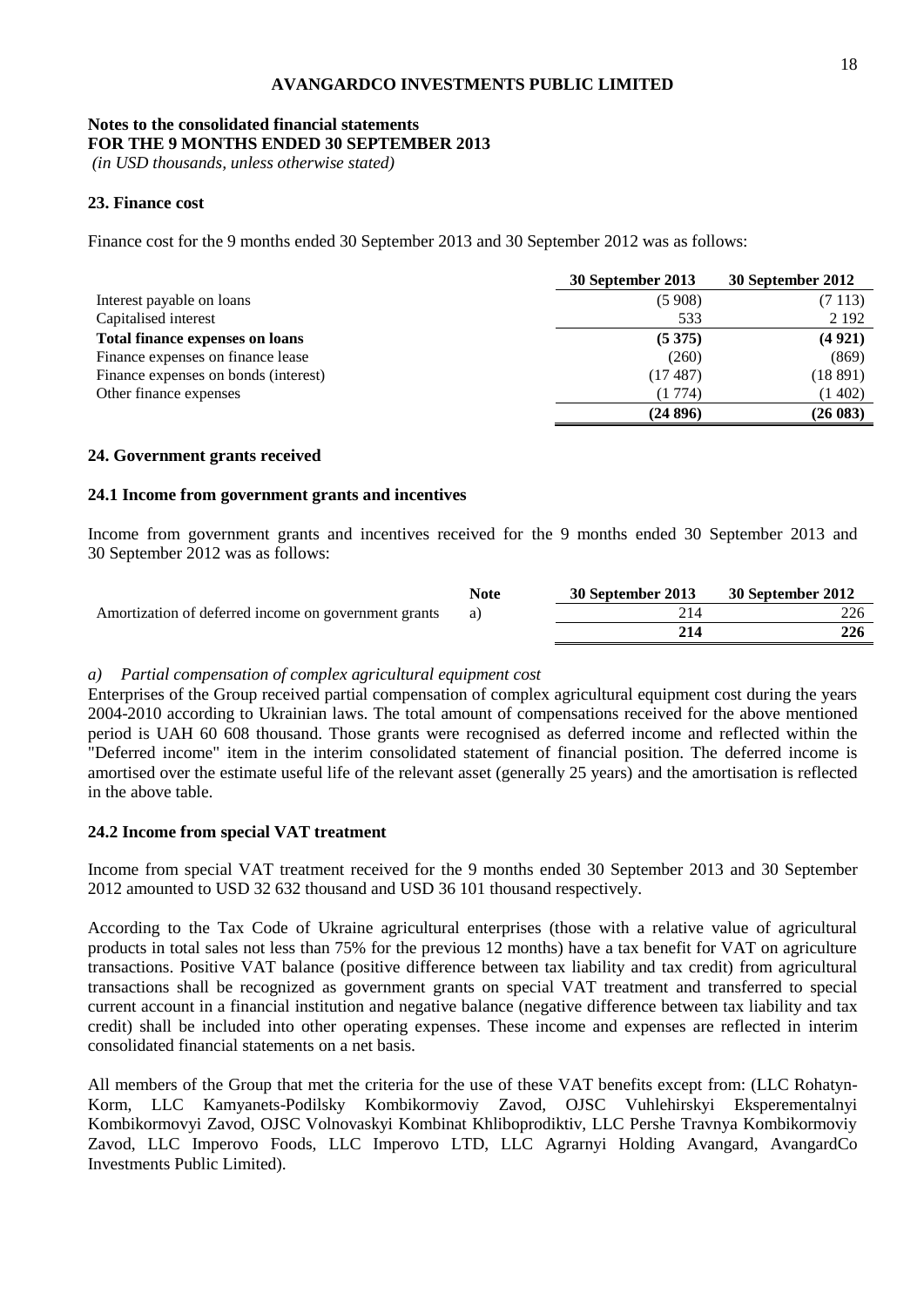**AVANGARDCO INVESTMENTS PUBLIC LIMITED**

**Notes to the consolidated financial statements**
**FOR THE 9 MONTHS ENDED 30 SEPTEMBER 2013**
*(in USD thousands, unless otherwise stated)*

### 23. Finance cost

Finance cost for the 9 months ended 30 September 2013 and 30 September 2012 was as follows:

| | 30 September 2013 | 30 September 2012 |
|---|---|---|
| Interest payable on loans | (5 908) | (7 113) |
| Capitalised interest | 533 | 2 192 |
| **Total finance expenses on loans** | **(5 375)** | **(4 921)** |
| Finance expenses on finance lease | (260) | (869) |
| Finance expenses on bonds (interest) | (17 487) | (18 891) |
| Other finance expenses | (1 774) | (1 402) |
| | **(24 896)** | **(26 083)** |

### 24. Government grants received

### 24.1 Income from government grants and incentives

Income from government grants and incentives received for the 9 months ended 30 September 2013 and 30 September 2012 was as follows:

| | Note | 30 September 2013 | 30 September 2012 |
|---|---|---|---|
| Amortization of deferred income on government grants | a) | 214 | 226 |
| | | **214** | **226** |

*a) Partial compensation of complex agricultural equipment cost*

Enterprises of the Group received partial compensation of complex agricultural equipment cost during the years 2004-2010 according to Ukrainian laws. The total amount of compensations received for the above mentioned period is UAH 60 608 thousand. Those grants were recognised as deferred income and reflected within the "Deferred income" item in the interim consolidated statement of financial position. The deferred income is amortised over the estimate useful life of the relevant asset (generally 25 years) and the amortisation is reflected in the above table.

### 24.2 Income from special VAT treatment

Income from special VAT treatment received for the 9 months ended 30 September 2013 and 30 September 2012 amounted to USD 32 632 thousand and USD 36 101 thousand respectively.

According to the Tax Code of Ukraine agricultural enterprises (those with a relative value of agricultural products in total sales not less than 75% for the previous 12 months) have a tax benefit for VAT on agriculture transactions. Positive VAT balance (positive difference between tax liability and tax credit) from agricultural transactions shall be recognized as government grants on special VAT treatment and transferred to special current account in a financial institution and negative balance (negative difference between tax liability and tax credit) shall be included into other operating expenses. These income and expenses are reflected in interim consolidated financial statements on a net basis.

All members of the Group that met the criteria for the use of these VAT benefits except from: (LLC Rohatyn-Korm, LLC Kamyanets-Podilsky Kombikormoviy Zavod, OJSC Vuhlehirskyi Eksperementalnyi Kombikormovyi Zavod, OJSC Volnovaskyi Kombinat Khliboprodiktiv, LLC Pershe Travnya Kombikormoviy Zavod, LLC Imperovo Foods, LLC Imperovo LTD, LLC Agrarnyi Holding Avangard, AvangardCo Investments Public Limited).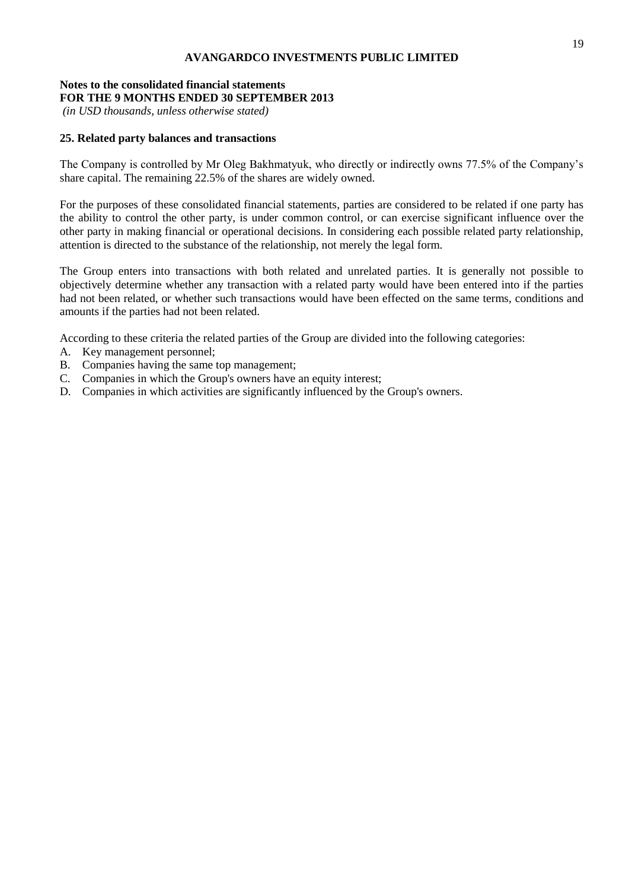## 25. Related party balances and transactions

The Company is controlled by Mr Oleg Bakhmatyuk, who directly or indirectly owns 77.5% of the Company's share capital. The remaining 22.5% of the shares are widely owned.

For the purposes of these consolidated financial statements, parties are considered to be related if one party has the ability to control the other party, is under common control, or can exercise significant influence over the other party in making financial or operational decisions. In considering each possible related party relationship, attention is directed to the substance of the relationship, not merely the legal form.

The Group enters into transactions with both related and unrelated parties. It is generally not possible to objectively determine whether any transaction with a related party would have been entered into if the parties had not been related, or whether such transactions would have been effected on the same terms, conditions and amounts if the parties had not been related.

According to these criteria the related parties of the Group are divided into the following categories:

A. Key management personnel;
B. Companies having the same top management;
C. Companies in which the Group's owners have an equity interest;
D. Companies in which activities are significantly influenced by the Group's owners.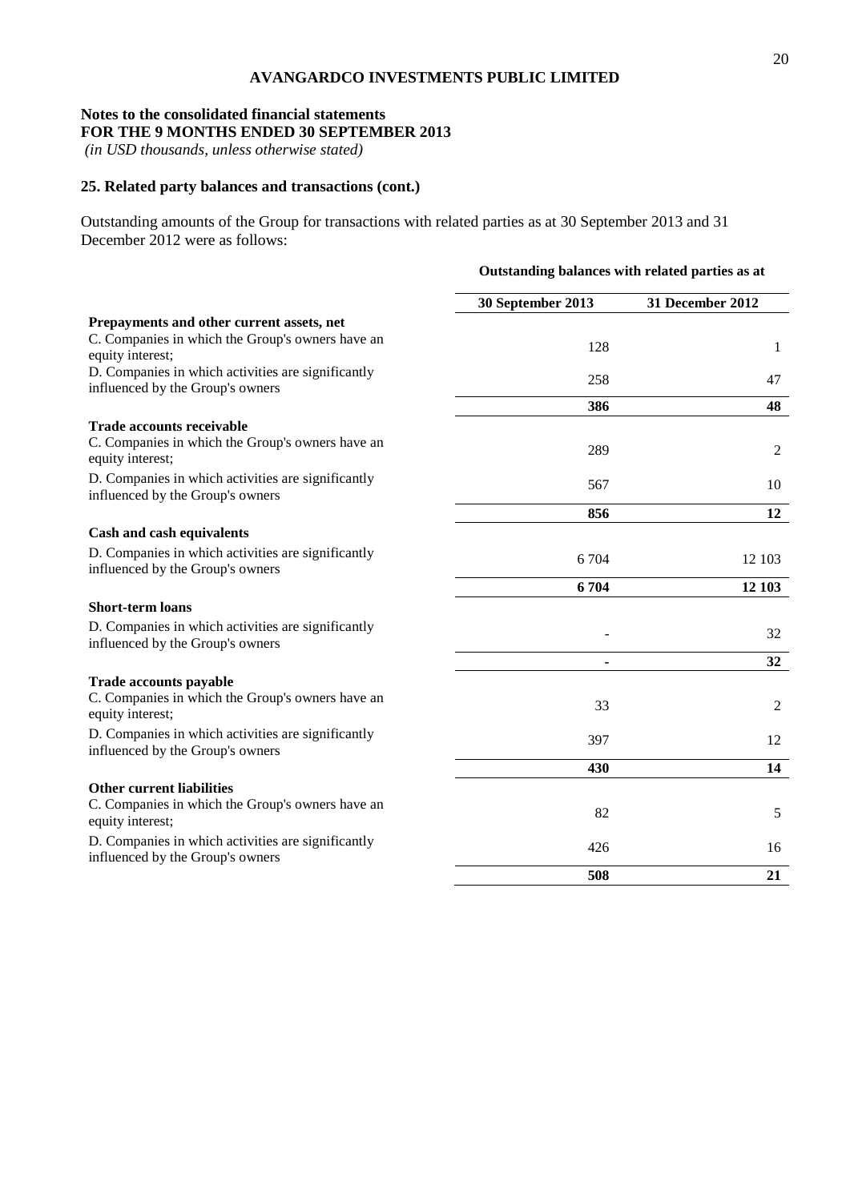**AVANGARDCO INVESTMENTS PUBLIC LIMITED**

**Notes to the consolidated financial statements**
**FOR THE 9 MONTHS ENDED 30 SEPTEMBER 2013**
*(in USD thousands, unless otherwise stated)*

## 25. Related party balances and transactions (cont.)

Outstanding amounts of the Group for transactions with related parties as at 30 September 2013 and 31 December 2012 were as follows:

| | **Outstanding balances with related parties as at** | |
|---|---|---|
| | **30 September 2013** | **31 December 2012** |
| **Prepayments and other current assets, net** | | |
| C. Companies in which the Group's owners have an equity interest; | 128 | 1 |
| D. Companies in which activities are significantly influenced by the Group's owners | 258 | 47 |
| | **386** | **48** |
| **Trade accounts receivable** | | |
| C. Companies in which the Group's owners have an equity interest; | 289 | 2 |
| D. Companies in which activities are significantly influenced by the Group's owners | 567 | 10 |
| | **856** | **12** |
| **Cash and cash equivalents** | | |
| D. Companies in which activities are significantly influenced by the Group's owners | 6 704 | 12 103 |
| | **6 704** | **12 103** |
| **Short-term loans** | | |
| D. Companies in which activities are significantly influenced by the Group's owners | - | 32 |
| | **-** | **32** |
| **Trade accounts payable** | | |
| C. Companies in which the Group's owners have an equity interest; | 33 | 2 |
| D. Companies in which activities are significantly influenced by the Group's owners | 397 | 12 |
| | **430** | **14** |
| **Other current liabilities** | | |
| C. Companies in which the Group's owners have an equity interest; | 82 | 5 |
| D. Companies in which activities are significantly influenced by the Group's owners | 426 | 16 |
| | **508** | **21** |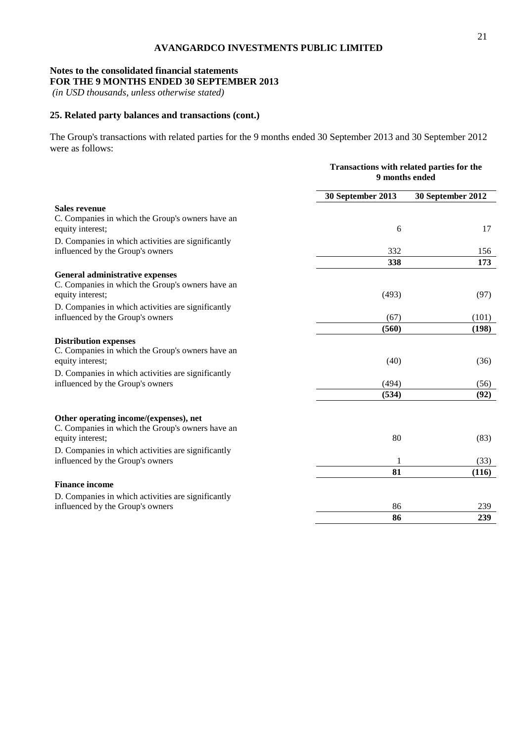**AVANGARDCO INVESTMENTS PUBLIC LIMITED**

**Notes to the consolidated financial statements**
**FOR THE 9 MONTHS ENDED 30 SEPTEMBER 2013**
*(in USD thousands, unless otherwise stated)*

## 25. Related party balances and transactions (cont.)

The Group's transactions with related parties for the 9 months ended 30 September 2013 and 30 September 2012 were as follows:

| | **Transactions with related parties for the 9 months ended** | |
|---|---|---|
| | **30 September 2013** | **30 September 2012** |
| **Sales revenue** | | |
| C. Companies in which the Group's owners have an equity interest; | 6 | 17 |
| D. Companies in which activities are significantly influenced by the Group's owners | 332 | 156 |
| | **338** | **173** |
| **General administrative expenses** | | |
| C. Companies in which the Group's owners have an equity interest; | (493) | (97) |
| D. Companies in which activities are significantly influenced by the Group's owners | (67) | (101) |
| | **(560)** | **(198)** |
| **Distribution expenses** | | |
| C. Companies in which the Group's owners have an equity interest; | (40) | (36) |
| D. Companies in which activities are significantly influenced by the Group's owners | (494) | (56) |
| | **(534)** | **(92)** |
| **Other operating income/(expenses), net** | | |
| C. Companies in which the Group's owners have an equity interest; | 80 | (83) |
| D. Companies in which activities are significantly influenced by the Group's owners | 1 | (33) |
| | **81** | **(116)** |
| **Finance income** | | |
| D. Companies in which activities are significantly influenced by the Group's owners | 86 | 239 |
| | **86** | **239** |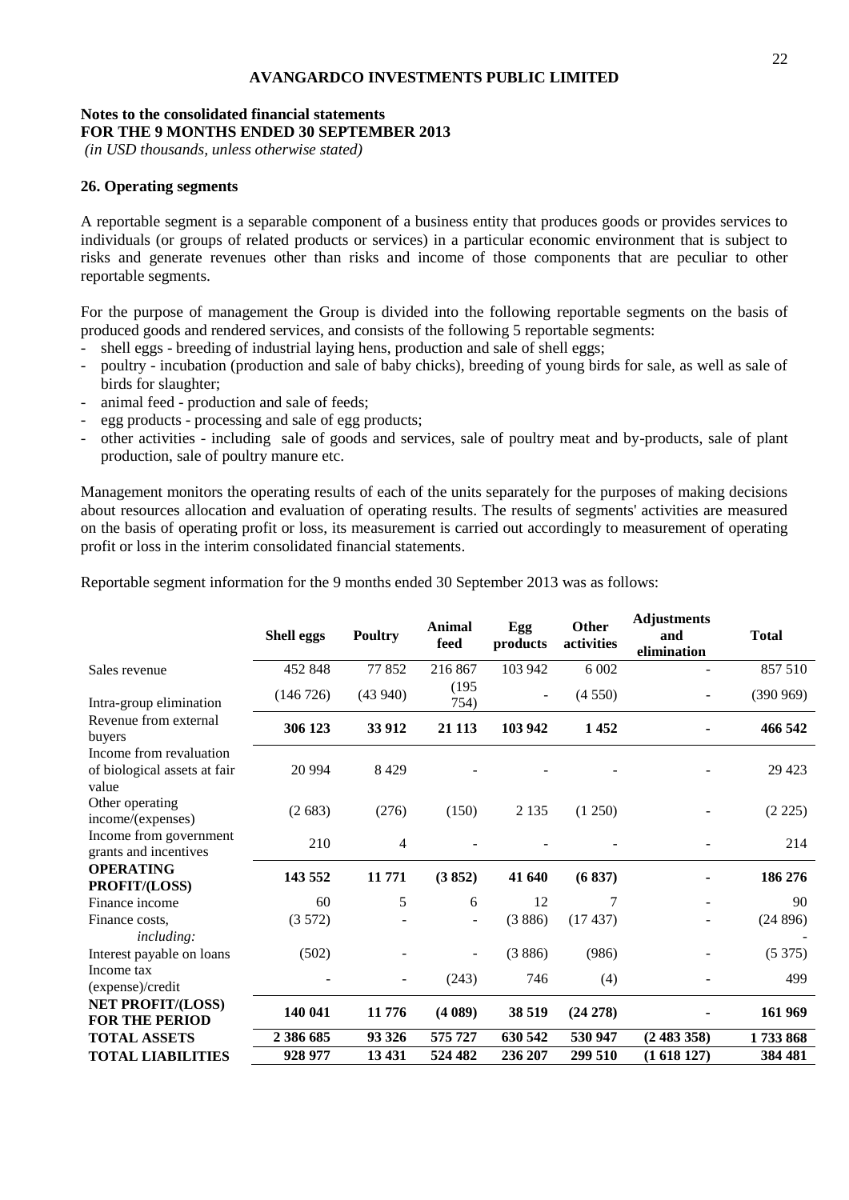**AVANGARDCO INVESTMENTS PUBLIC LIMITED**

**Notes to the consolidated financial statements**
**FOR THE 9 MONTHS ENDED 30 SEPTEMBER 2013**
*(in USD thousands, unless otherwise stated)*

## 26. Operating segments

A reportable segment is a separable component of a business entity that produces goods or provides services to individuals (or groups of related products or services) in a particular economic environment that is subject to risks and generate revenues other than risks and income of those components that are peculiar to other reportable segments.

For the purpose of management the Group is divided into the following reportable segments on the basis of produced goods and rendered services, and consists of the following 5 reportable segments:

- shell eggs - breeding of industrial laying hens, production and sale of shell eggs;
- poultry - incubation (production and sale of baby chicks), breeding of young birds for sale, as well as sale of birds for slaughter;
- animal feed - production and sale of feeds;
- egg products - processing and sale of egg products;
- other activities - including sale of goods and services, sale of poultry meat and by-products, sale of plant production, sale of poultry manure etc.

Management monitors the operating results of each of the units separately for the purposes of making decisions about resources allocation and evaluation of operating results. The results of segments' activities are measured on the basis of operating profit or loss, its measurement is carried out accordingly to measurement of operating profit or loss in the interim consolidated financial statements.

Reportable segment information for the 9 months ended 30 September 2013 was as follows:

| | **Shell eggs** | **Poultry** | **Animal feed** | **Egg products** | **Other activities** | **Adjustments and elimination** | **Total** |
|---|---|---|---|---|---|---|---|
| Sales revenue | 452 848 | 77 852 | 216 867 | 103 942 | 6 002 | - | 857 510 |
| Intra-group elimination | (146 726) | (43 940) | (195 754) | - | (4 550) | - | (390 969) |
| Revenue from external buyers | **306 123** | **33 912** | **21 113** | **103 942** | **1 452** | **-** | **466 542** |
| Income from revaluation of biological assets at fair value | 20 994 | 8 429 | - | - | - | - | 29 423 |
| Other operating income/(expenses) | (2 683) | (276) | (150) | 2 135 | (1 250) | - | (2 225) |
| Income from government grants and incentives | 210 | 4 | - | - | - | - | 214 |
| **OPERATING PROFIT/(LOSS)** | **143 552** | **11 771** | **(3 852)** | **41 640** | **(6 837)** | **-** | **186 276** |
| Finance income | 60 | 5 | 6 | 12 | 7 | - | 90 |
| Finance costs, *including:* | (3 572) | - | - | (3 886) | (17 437) | - | (24 896) |
| Interest payable on loans | (502) | - | - | (3 886) | (986) | - | (5 375) |
| Income tax (expense)/credit | - | - | (243) | 746 | (4) | - | 499 |
| **NET PROFIT/(LOSS) FOR THE PERIOD** | **140 041** | **11 776** | **(4 089)** | **38 519** | **(24 278)** | **-** | **161 969** |
| **TOTAL ASSETS** | **2 386 685** | **93 326** | **575 727** | **630 542** | **530 947** | **(2 483 358)** | **1 733 868** |
| **TOTAL LIABILITIES** | **928 977** | **13 431** | **524 482** | **236 207** | **299 510** | **(1 618 127)** | **384 481** |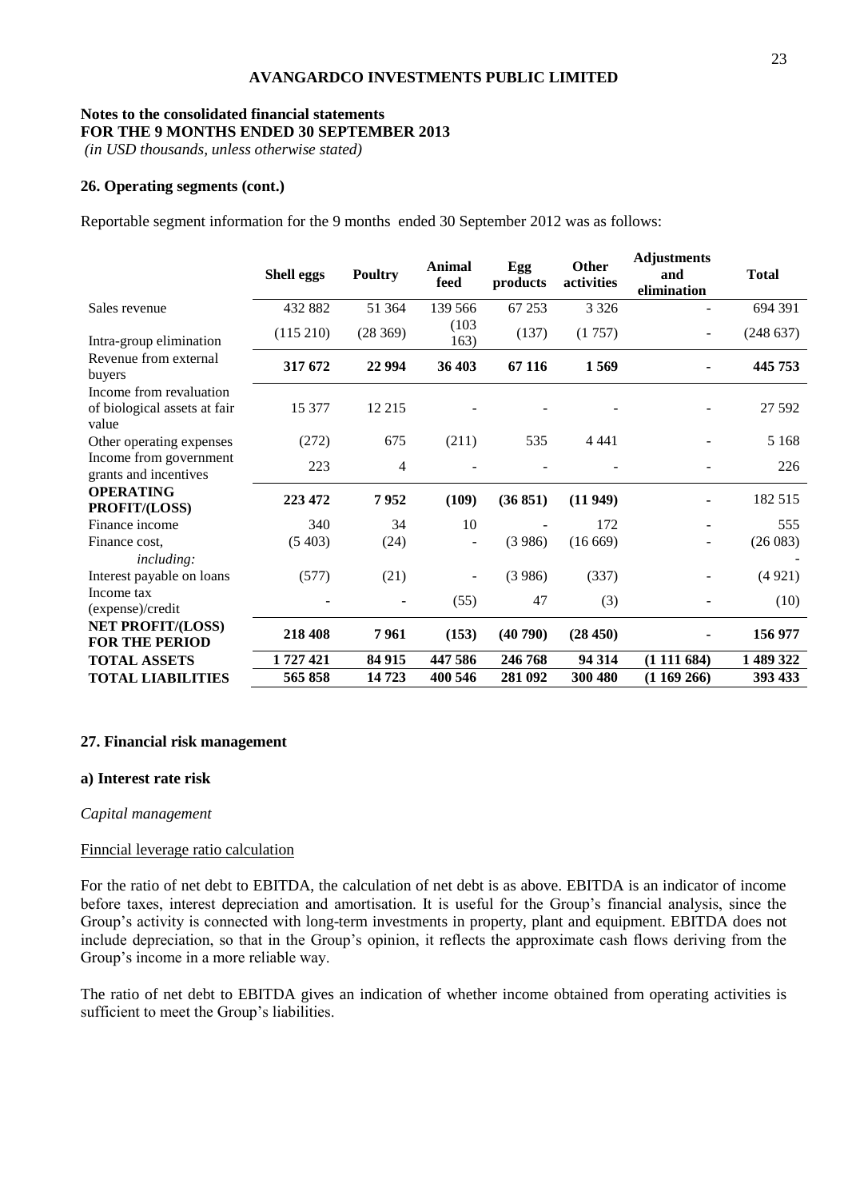**AVANGARDCO INVESTMENTS PUBLIC LIMITED**

**Notes to the consolidated financial statements**
**FOR THE 9 MONTHS ENDED 30 SEPTEMBER 2013**
*(in USD thousands, unless otherwise stated)*

### 26. Operating segments (cont.)

Reportable segment information for the 9 months ended 30 September 2012 was as follows:

| | Shell eggs | Poultry | Animal feed | Egg products | Other activities | Adjustments and elimination | Total |
|---|---|---|---|---|---|---|---|
| Sales revenue | 432 882 | 51 364 | 139 566 | 67 253 | 3 326 | - | 694 391 |
| Intra-group elimination | (115 210) | (28 369) | (103 163) | (137) | (1 757) | - | (248 637) |
| **Revenue from external buyers** | **317 672** | **22 994** | **36 403** | **67 116** | **1 569** | **-** | **445 753** |
| Income from revaluation of biological assets at fair value | 15 377 | 12 215 | - | - | - | - | 27 592 |
| Other operating expenses | (272) | 675 | (211) | 535 | 4 441 | - | 5 168 |
| Income from government grants and incentives | 223 | 4 | - | - | - | - | 226 |
| **OPERATING PROFIT/(LOSS)** | **223 472** | **7 952** | **(109)** | **(36 851)** | **(11 949)** | **-** | 182 515 |
| Finance income | 340 | 34 | 10 | - | 172 | - | 555 |
| Finance cost, | (5 403) | (24) | - | (3 986) | (16 669) | - | (26 083) |
| *including:* | | | | | | | - |
| Interest payable on loans | (577) | (21) | - | (3 986) | (337) | - | (4 921) |
| Income tax (expense)/credit | - | - | (55) | 47 | (3) | - | (10) |
| **NET PROFIT/(LOSS) FOR THE PERIOD** | **218 408** | **7 961** | **(153)** | **(40 790)** | **(28 450)** | **-** | **156 977** |
| **TOTAL ASSETS** | **1 727 421** | **84 915** | **447 586** | **246 768** | **94 314** | **(1 111 684)** | **1 489 322** |
| **TOTAL LIABILITIES** | **565 858** | **14 723** | **400 546** | **281 092** | **300 480** | **(1 169 266)** | **393 433** |

### 27. Financial risk management

#### a) Interest rate risk

*Capital management*

Finncial leverage ratio calculation

For the ratio of net debt to EBITDA, the calculation of net debt is as above. EBITDA is an indicator of income before taxes, interest depreciation and amortisation. It is useful for the Group's financial analysis, since the Group's activity is connected with long-term investments in property, plant and equipment. EBITDA does not include depreciation, so that in the Group's opinion, it reflects the approximate cash flows deriving from the Group's income in a more reliable way.

The ratio of net debt to EBITDA gives an indication of whether income obtained from operating activities is sufficient to meet the Group's liabilities.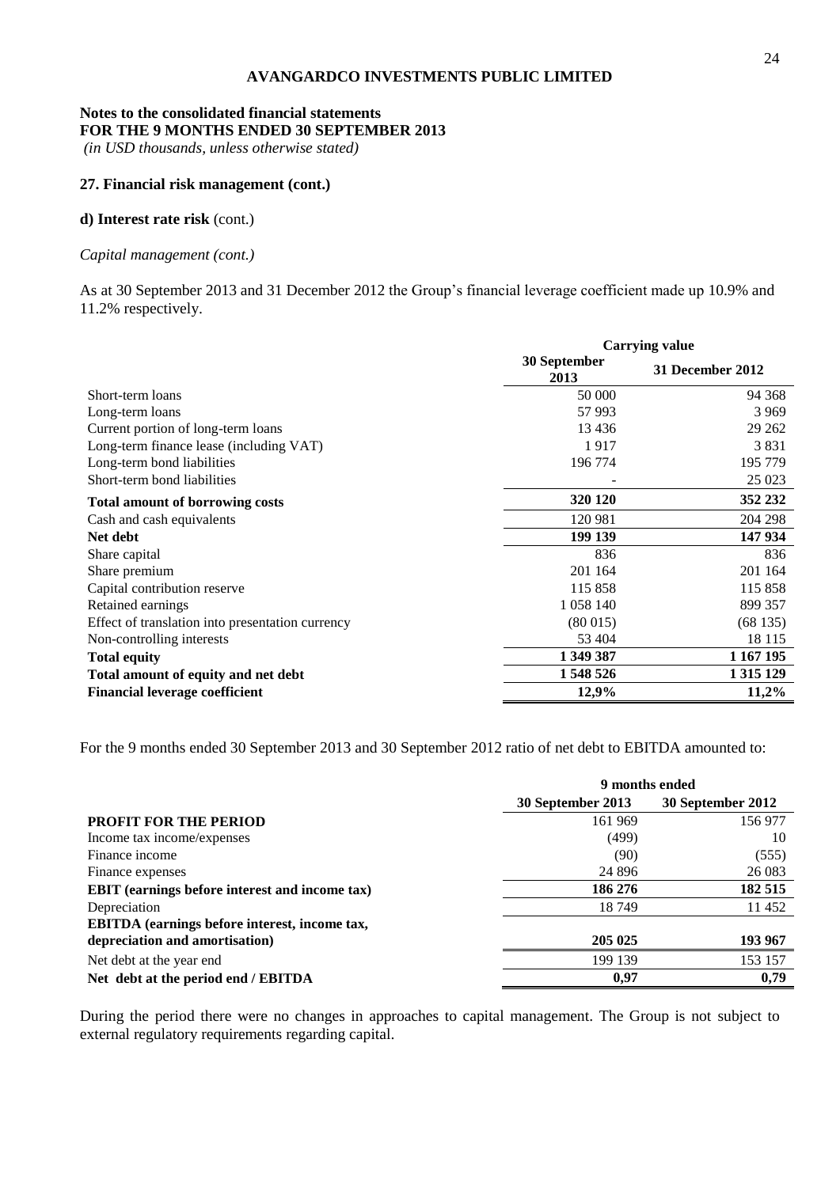**AVANGARDCO INVESTMENTS PUBLIC LIMITED**

**Notes to the consolidated financial statements**
**FOR THE 9 MONTHS ENDED 30 SEPTEMBER 2013**
*(in USD thousands, unless otherwise stated)*

## 27. Financial risk management (cont.)

### d) Interest rate risk (cont.)

*Capital management (cont.)*

As at 30 September 2013 and 31 December 2012 the Group's financial leverage coefficient made up 10.9% and 11.2% respectively.

| | Carrying value | |
|---|---|---|
| | 30 September 2013 | 31 December 2012 |
| Short-term loans | 50 000 | 94 368 |
| Long-term loans | 57 993 | 3 969 |
| Current portion of long-term loans | 13 436 | 29 262 |
| Long-term finance lease (including VAT) | 1 917 | 3 831 |
| Long-term bond liabilities | 196 774 | 195 779 |
| Short-term bond liabilities | - | 25 023 |
| **Total amount of borrowing costs** | **320 120** | **352 232** |
| Cash and cash equivalents | 120 981 | 204 298 |
| **Net debt** | **199 139** | **147 934** |
| Share capital | 836 | 836 |
| Share premium | 201 164 | 201 164 |
| Capital contribution reserve | 115 858 | 115 858 |
| Retained earnings | 1 058 140 | 899 357 |
| Effect of translation into presentation currency | (80 015) | (68 135) |
| Non-controlling interests | 53 404 | 18 115 |
| **Total equity** | **1 349 387** | **1 167 195** |
| **Total amount of equity and net debt** | **1 548 526** | **1 315 129** |
| **Financial leverage coefficient** | **12,9%** | **11,2%** |

For the 9 months ended 30 September 2013 and 30 September 2012 ratio of net debt to EBITDA amounted to:

| | 9 months ended | |
|---|---|---|
| | 30 September 2013 | 30 September 2012 |
| **PROFIT FOR THE PERIOD** | 161 969 | 156 977 |
| Income tax income/expenses | (499) | 10 |
| Finance income | (90) | (555) |
| Finance expenses | 24 896 | 26 083 |
| **EBIT (earnings before interest and income tax)** | **186 276** | **182 515** |
| Depreciation | 18 749 | 11 452 |
| **EBITDA (earnings before interest, income tax, depreciation and amortisation)** | **205 025** | **193 967** |
| Net debt at the year end | 199 139 | 153 157 |
| **Net debt at the period end / EBITDA** | **0,97** | **0,79** |

During the period there were no changes in approaches to capital management. The Group is not subject to external regulatory requirements regarding capital.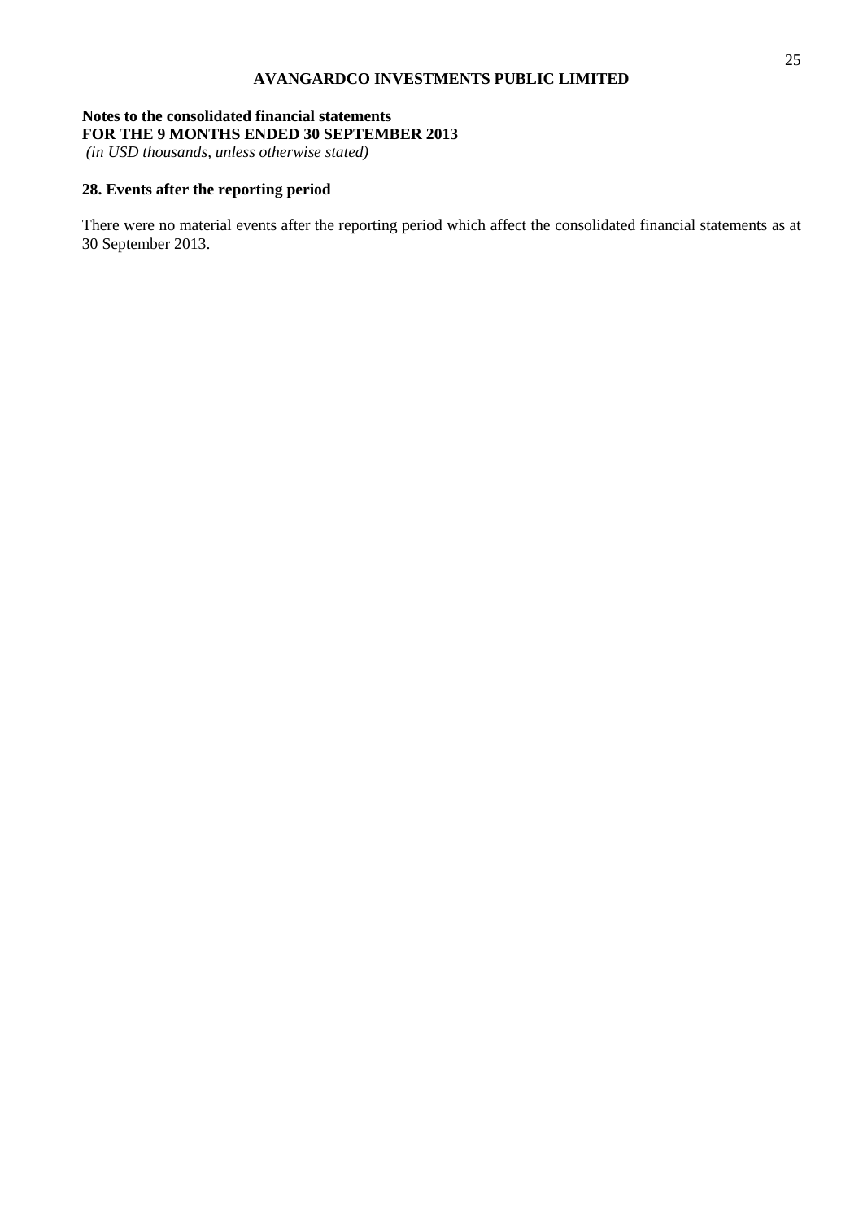## 28. Events after the reporting period

There were no material events after the reporting period which affect the consolidated financial statements as at 30 September 2013.